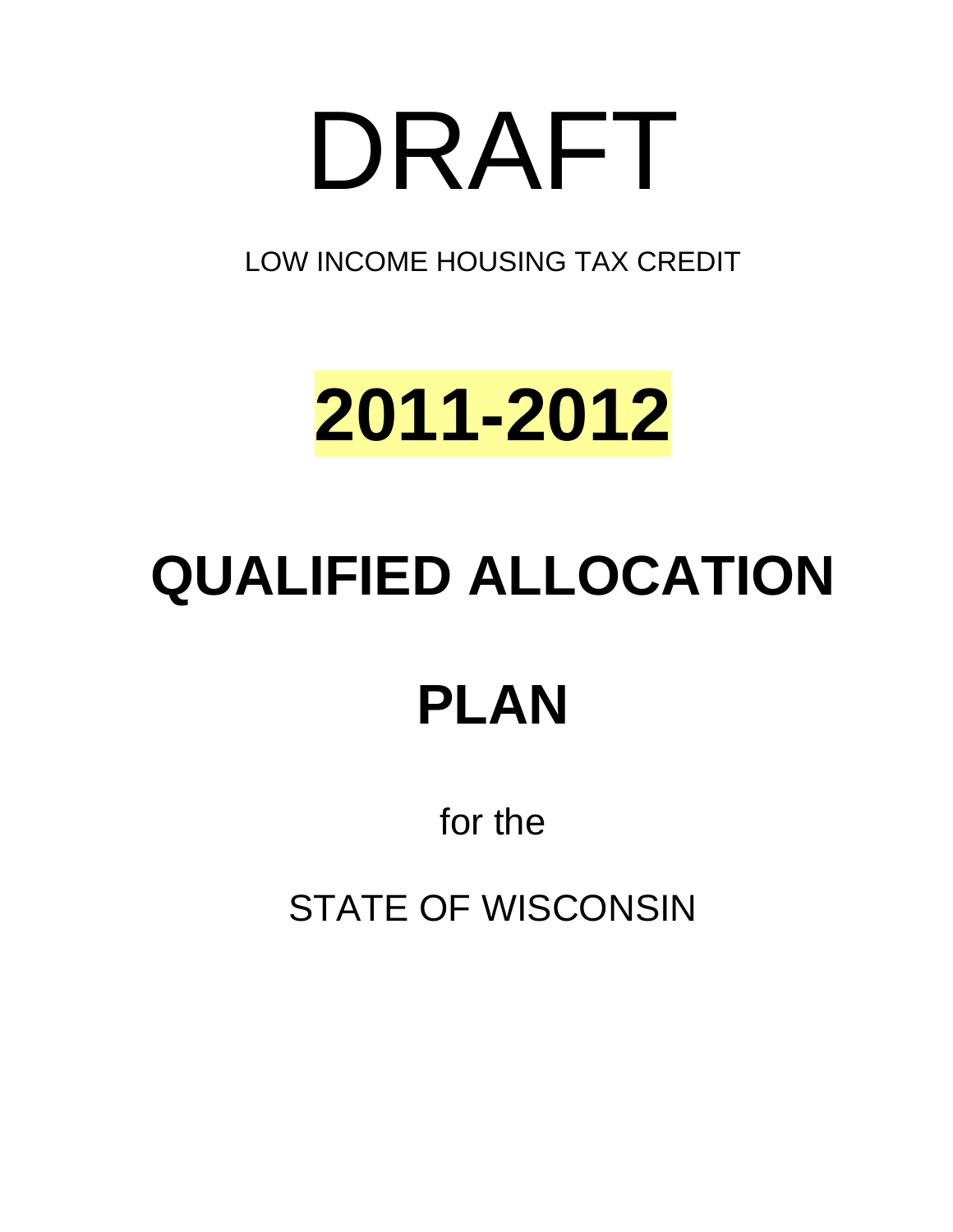# DRAFT

LOW INCOME HOUSING TAX CREDIT

# 2011-2012

# QUALIFIED ALLOCATION

# PLAN

for the

STATE OF WISCONSIN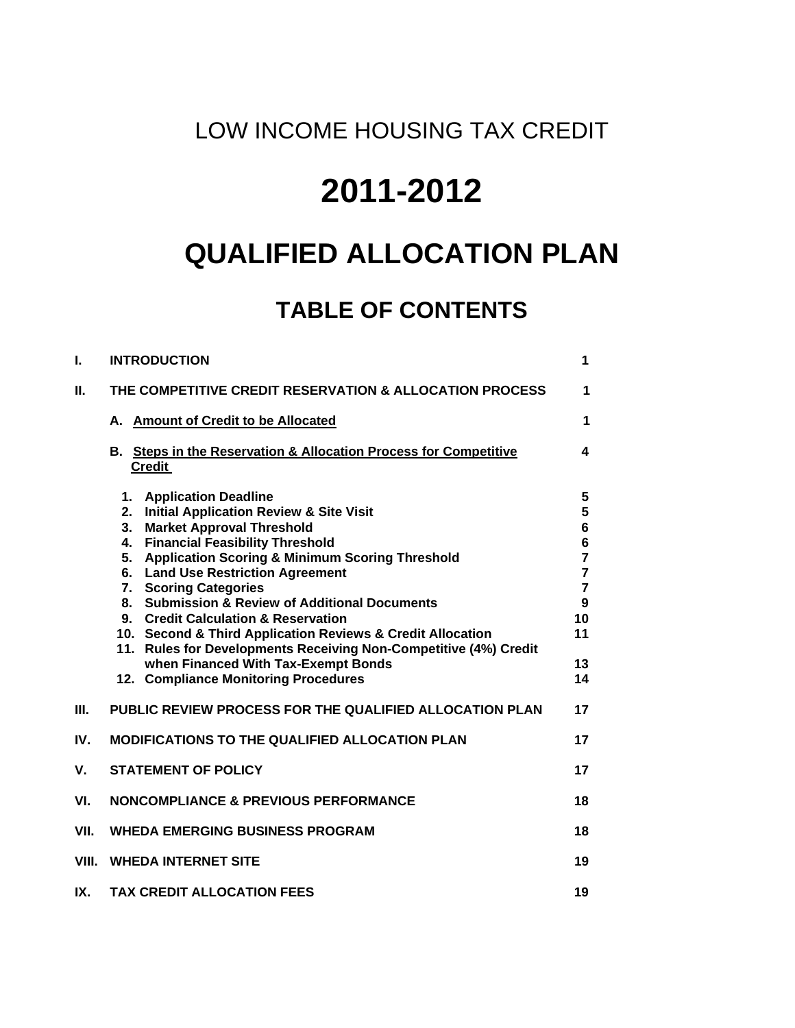LOW INCOME HOUSING TAX CREDIT

# 2011-2012

# QUALIFIED ALLOCATION PLAN

## TABLE OF CONTENTS

| | | |
|---|---|---|
| **I.** | **INTRODUCTION** | **1** |
| **II.** | **THE COMPETITIVE CREDIT RESERVATION & ALLOCATION PROCESS** | **1** |
| | **A. Amount of Credit to be Allocated** | **1** |
| | **B. Steps in the Reservation & Allocation Process for Competitive Credit** | **4** |
| | **1. Application Deadline** | **5** |
| | **2. Initial Application Review & Site Visit** | **5** |
| | **3. Market Approval Threshold** | **6** |
| | **4. Financial Feasibility Threshold** | **6** |
| | **5. Application Scoring & Minimum Scoring Threshold** | **7** |
| | **6. Land Use Restriction Agreement** | **7** |
| | **7. Scoring Categories** | **7** |
| | **8. Submission & Review of Additional Documents** | **9** |
| | **9. Credit Calculation & Reservation** | **10** |
| | **10. Second & Third Application Reviews & Credit Allocation** | **11** |
| | **11. Rules for Developments Receiving Non-Competitive (4%) Credit when Financed With Tax-Exempt Bonds** | **13** |
| | **12. Compliance Monitoring Procedures** | **14** |
| **III.** | **PUBLIC REVIEW PROCESS FOR THE QUALIFIED ALLOCATION PLAN** | **17** |
| **IV.** | **MODIFICATIONS TO THE QUALIFIED ALLOCATION PLAN** | **17** |
| **V.** | **STATEMENT OF POLICY** | **17** |
| **VI.** | **NONCOMPLIANCE & PREVIOUS PERFORMANCE** | **18** |
| **VII.** | **WHEDA EMERGING BUSINESS PROGRAM** | **18** |
| **VIII.** | **WHEDA INTERNET SITE** | **19** |
| **IX.** | **TAX CREDIT ALLOCATION FEES** | **19** |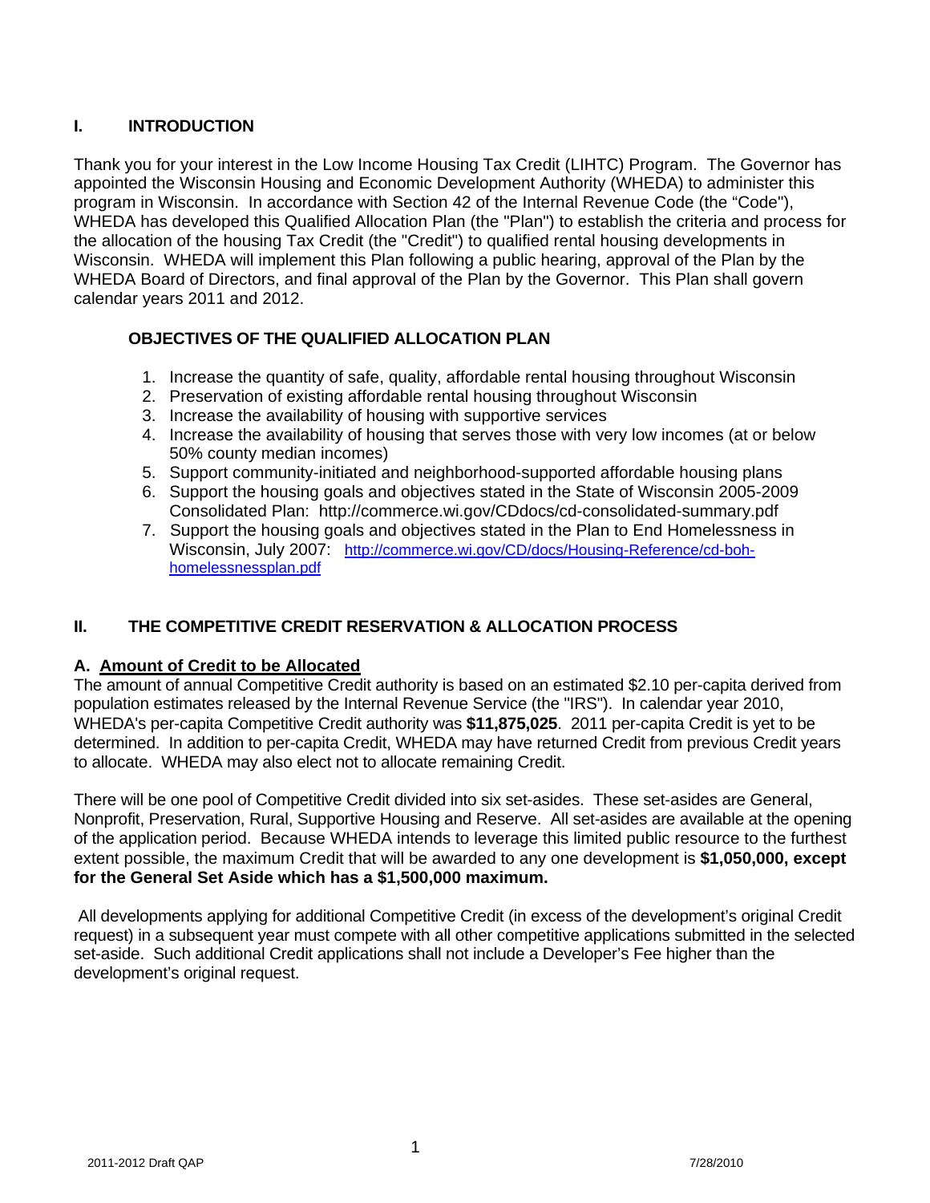## I. INTRODUCTION

Thank you for your interest in the Low Income Housing Tax Credit (LIHTC) Program. The Governor has appointed the Wisconsin Housing and Economic Development Authority (WHEDA) to administer this program in Wisconsin. In accordance with Section 42 of the Internal Revenue Code (the "Code"), WHEDA has developed this Qualified Allocation Plan (the "Plan") to establish the criteria and process for the allocation of the housing Tax Credit (the "Credit") to qualified rental housing developments in Wisconsin. WHEDA will implement this Plan following a public hearing, approval of the Plan by the WHEDA Board of Directors, and final approval of the Plan by the Governor. This Plan shall govern calendar years 2011 and 2012.

### OBJECTIVES OF THE QUALIFIED ALLOCATION PLAN

1. Increase the quantity of safe, quality, affordable rental housing throughout Wisconsin
2. Preservation of existing affordable rental housing throughout Wisconsin
3. Increase the availability of housing with supportive services
4. Increase the availability of housing that serves those with very low incomes (at or below 50% county median incomes)
5. Support community-initiated and neighborhood-supported affordable housing plans
6. Support the housing goals and objectives stated in the State of Wisconsin 2005-2009 Consolidated Plan: http://commerce.wi.gov/CDdocs/cd-consolidated-summary.pdf
7. Support the housing goals and objectives stated in the Plan to End Homelessness in Wisconsin, July 2007: http://commerce.wi.gov/CD/docs/Housing-Reference/cd-boh-homelessnessplan.pdf

## II. THE COMPETITIVE CREDIT RESERVATION & ALLOCATION PROCESS

### A. Amount of Credit to be Allocated

The amount of annual Competitive Credit authority is based on an estimated $2.10 per-capita derived from population estimates released by the Internal Revenue Service (the "IRS"). In calendar year 2010, WHEDA's per-capita Competitive Credit authority was **$11,875,025**. 2011 per-capita Credit is yet to be determined. In addition to per-capita Credit, WHEDA may have returned Credit from previous Credit years to allocate. WHEDA may also elect not to allocate remaining Credit.

There will be one pool of Competitive Credit divided into six set-asides. These set-asides are General, Nonprofit, Preservation, Rural, Supportive Housing and Reserve. All set-asides are available at the opening of the application period. Because WHEDA intends to leverage this limited public resource to the furthest extent possible, the maximum Credit that will be awarded to any one development is **$1,050,000, except for the General Set Aside which has a $1,500,000 maximum.**

All developments applying for additional Competitive Credit (in excess of the development's original Credit request) in a subsequent year must compete with all other competitive applications submitted in the selected set-aside. Such additional Credit applications shall not include a Developer's Fee higher than the development's original request.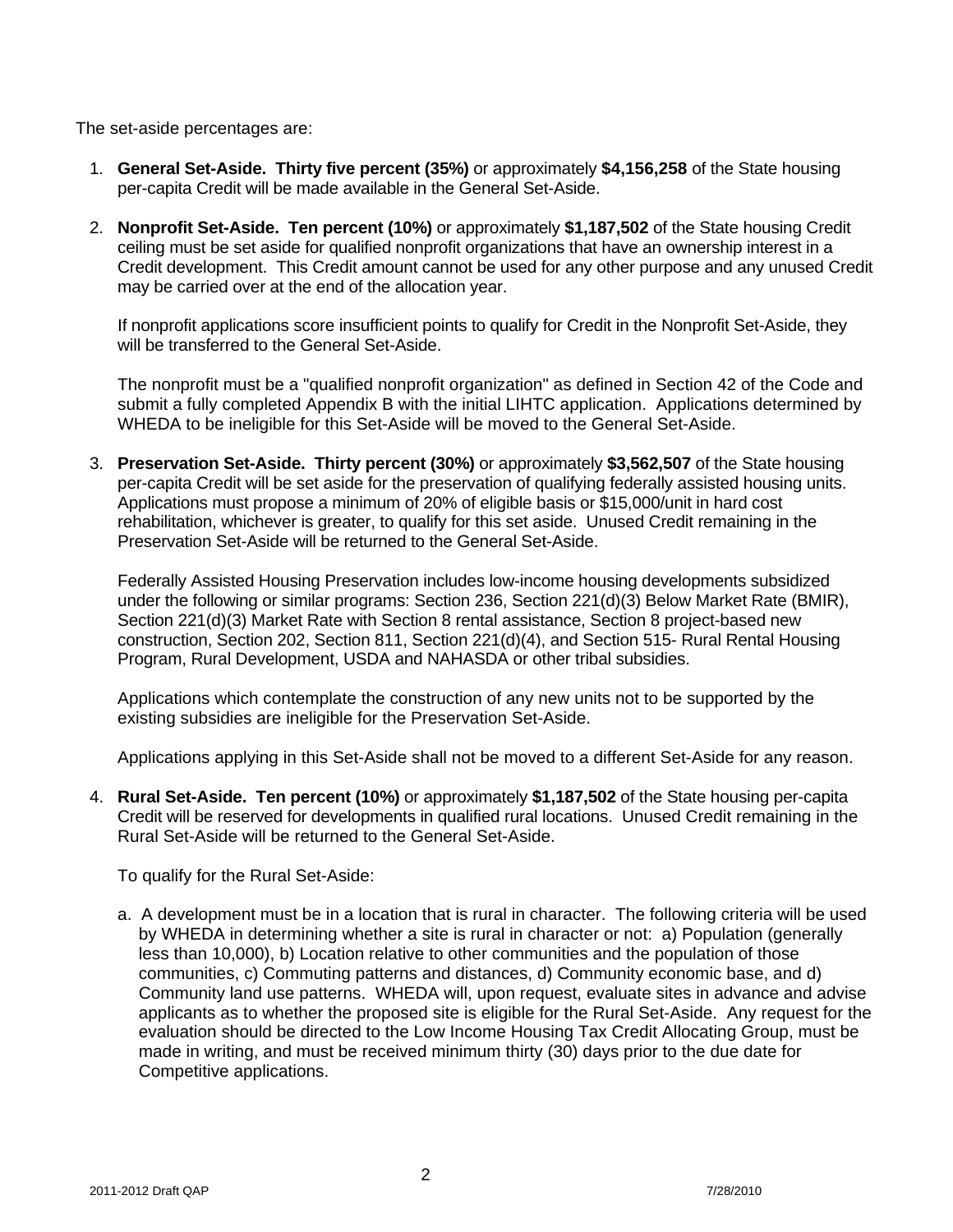The set-aside percentages are:

1. **General Set-Aside. Thirty five percent (35%)** or approximately **$4,156,258** of the State housing per-capita Credit will be made available in the General Set-Aside.

2. **Nonprofit Set-Aside. Ten percent (10%)** or approximately **$1,187,502** of the State housing Credit ceiling must be set aside for qualified nonprofit organizations that have an ownership interest in a Credit development. This Credit amount cannot be used for any other purpose and any unused Credit may be carried over at the end of the allocation year.

   If nonprofit applications score insufficient points to qualify for Credit in the Nonprofit Set-Aside, they will be transferred to the General Set-Aside.

   The nonprofit must be a "qualified nonprofit organization" as defined in Section 42 of the Code and submit a fully completed Appendix B with the initial LIHTC application. Applications determined by WHEDA to be ineligible for this Set-Aside will be moved to the General Set-Aside.

3. **Preservation Set-Aside. Thirty percent (30%)** or approximately **$3,562,507** of the State housing per-capita Credit will be set aside for the preservation of qualifying federally assisted housing units. Applications must propose a minimum of 20% of eligible basis or $15,000/unit in hard cost rehabilitation, whichever is greater, to qualify for this set aside. Unused Credit remaining in the Preservation Set-Aside will be returned to the General Set-Aside.

   Federally Assisted Housing Preservation includes low-income housing developments subsidized under the following or similar programs: Section 236, Section 221(d)(3) Below Market Rate (BMIR), Section 221(d)(3) Market Rate with Section 8 rental assistance, Section 8 project-based new construction, Section 202, Section 811, Section 221(d)(4), and Section 515- Rural Rental Housing Program, Rural Development, USDA and NAHASDA or other tribal subsidies.

   Applications which contemplate the construction of any new units not to be supported by the existing subsidies are ineligible for the Preservation Set-Aside.

   Applications applying in this Set-Aside shall not be moved to a different Set-Aside for any reason.

4. **Rural Set-Aside. Ten percent (10%)** or approximately **$1,187,502** of the State housing per-capita Credit will be reserved for developments in qualified rural locations. Unused Credit remaining in the Rural Set-Aside will be returned to the General Set-Aside.

   To qualify for the Rural Set-Aside:

   a. A development must be in a location that is rural in character. The following criteria will be used by WHEDA in determining whether a site is rural in character or not: a) Population (generally less than 10,000), b) Location relative to other communities and the population of those communities, c) Commuting patterns and distances, d) Community economic base, and d) Community land use patterns. WHEDA will, upon request, evaluate sites in advance and advise applicants as to whether the proposed site is eligible for the Rural Set-Aside. Any request for the evaluation should be directed to the Low Income Housing Tax Credit Allocating Group, must be made in writing, and must be received minimum thirty (30) days prior to the due date for Competitive applications.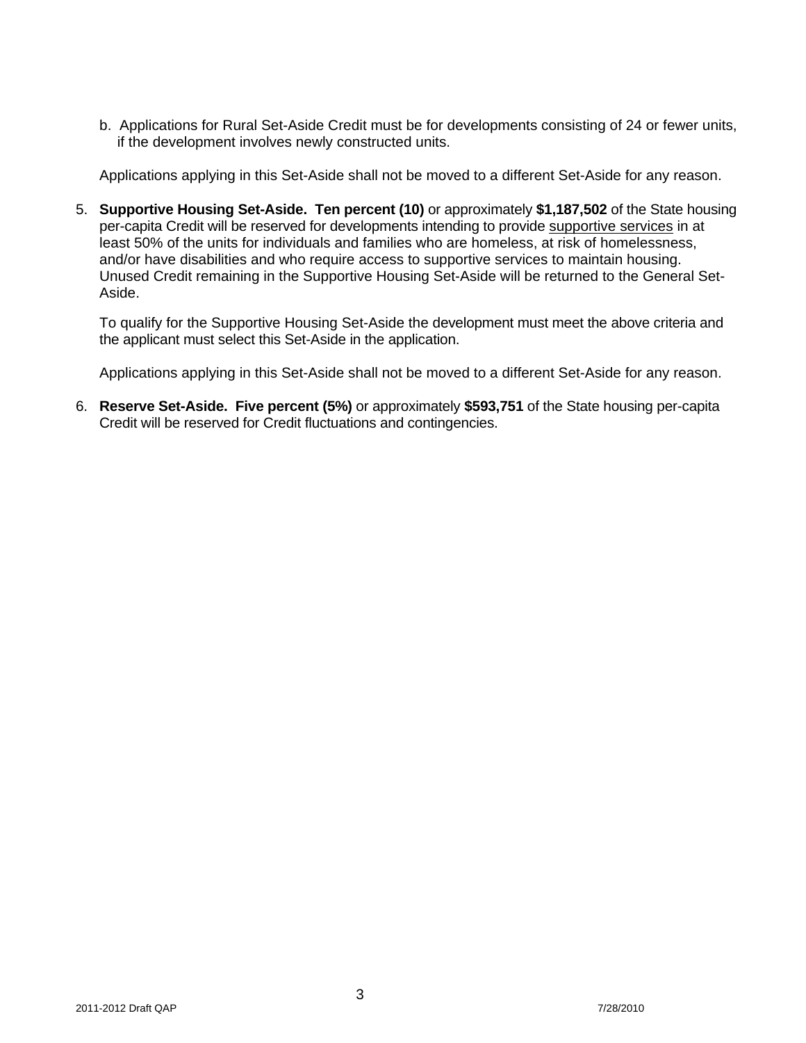b. Applications for Rural Set-Aside Credit must be for developments consisting of 24 or fewer units, if the development involves newly constructed units.

Applications applying in this Set-Aside shall not be moved to a different Set-Aside for any reason.

5. **Supportive Housing Set-Aside. Ten percent (10)** or approximately **$1,187,502** of the State housing per-capita Credit will be reserved for developments intending to provide supportive services in at least 50% of the units for individuals and families who are homeless, at risk of homelessness, and/or have disabilities and who require access to supportive services to maintain housing. Unused Credit remaining in the Supportive Housing Set-Aside will be returned to the General Set-Aside.

   To qualify for the Supportive Housing Set-Aside the development must meet the above criteria and the applicant must select this Set-Aside in the application.

   Applications applying in this Set-Aside shall not be moved to a different Set-Aside for any reason.

6. **Reserve Set-Aside. Five percent (5%)** or approximately **$593,751** of the State housing per-capita Credit will be reserved for Credit fluctuations and contingencies.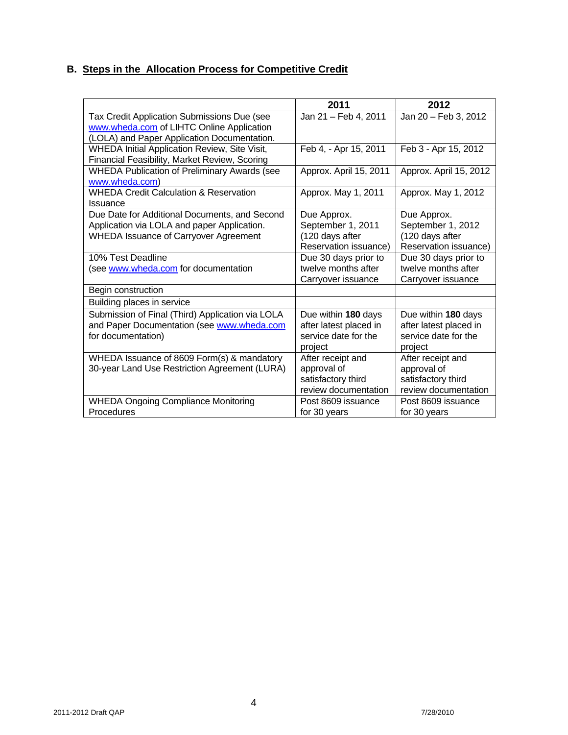## B. Steps in the Allocation Process for Competitive Credit

| | 2011 | 2012 |
|---|---|---|
| Tax Credit Application Submissions Due (see www.wheda.com of LIHTC Online Application (LOLA) and Paper Application Documentation. | Jan 21 – Feb 4, 2011 | Jan 20 – Feb 3, 2012 |
| WHEDA Initial Application Review, Site Visit, Financial Feasibility, Market Review, Scoring | Feb 4, - Apr 15, 2011 | Feb 3 - Apr 15, 2012 |
| WHEDA Publication of Preliminary Awards (see www.wheda.com) | Approx. April 15, 2011 | Approx. April 15, 2012 |
| WHEDA Credit Calculation & Reservation Issuance | Approx. May 1, 2011 | Approx. May 1, 2012 |
| Due Date for Additional Documents, and Second Application via LOLA and paper Application. WHEDA Issuance of Carryover Agreement | Due Approx. September 1, 2011 (120 days after Reservation issuance) | Due Approx. September 1, 2012 (120 days after Reservation issuance) |
| 10% Test Deadline (see www.wheda.com for documentation | Due 30 days prior to twelve months after Carryover issuance | Due 30 days prior to twelve months after Carryover issuance |
| Begin construction | | |
| Building places in service | | |
| Submission of Final (Third) Application via LOLA and Paper Documentation (see www.wheda.com for documentation) | Due within **180** days after latest placed in service date for the project | Due within **180** days after latest placed in service date for the project |
| WHEDA Issuance of 8609 Form(s) & mandatory 30-year Land Use Restriction Agreement (LURA) | After receipt and approval of satisfactory third review documentation | After receipt and approval of satisfactory third review documentation |
| WHEDA Ongoing Compliance Monitoring Procedures | Post 8609 issuance for 30 years | Post 8609 issuance for 30 years |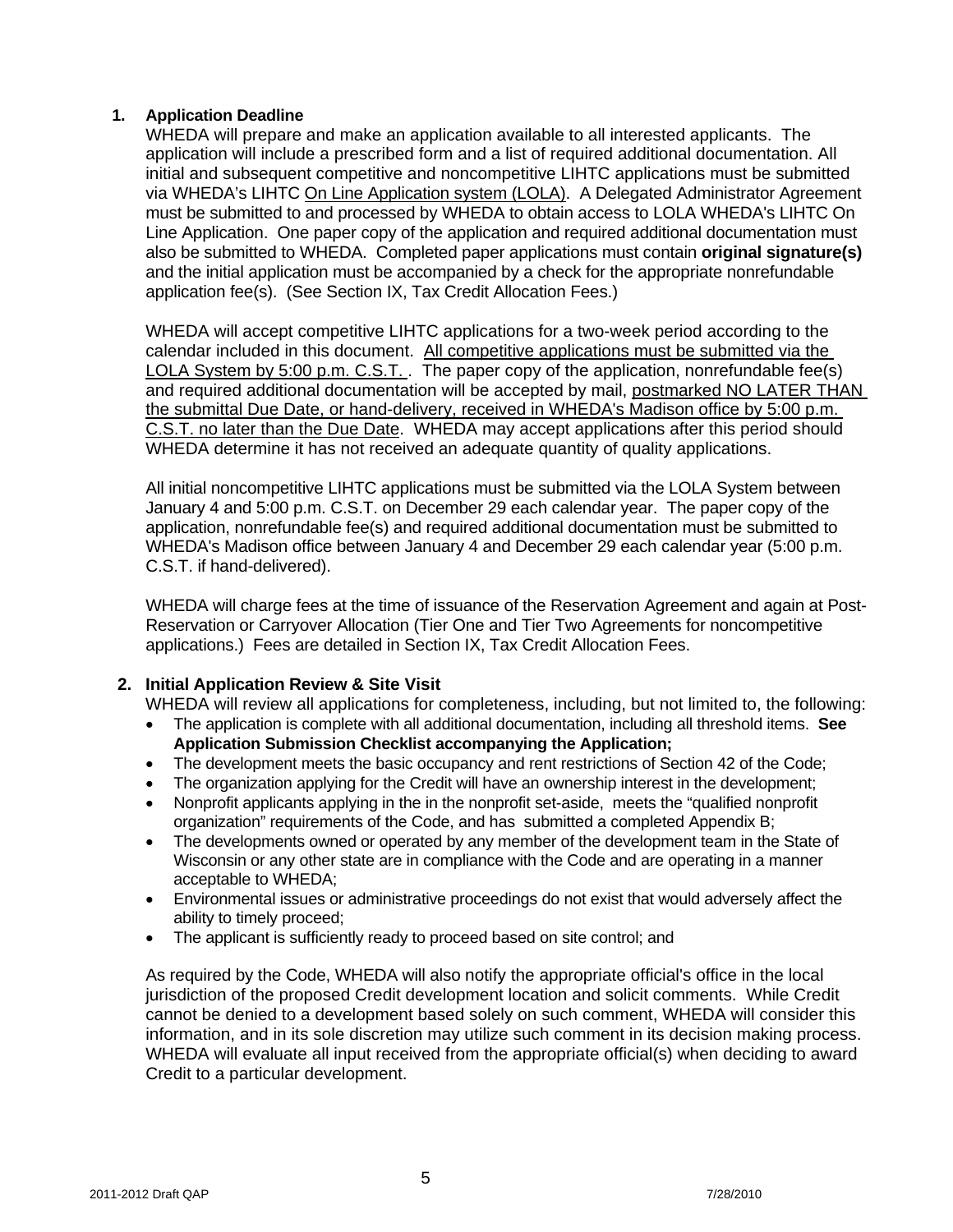**1. Application Deadline**

WHEDA will prepare and make an application available to all interested applicants. The application will include a prescribed form and a list of required additional documentation. All initial and subsequent competitive and noncompetitive LIHTC applications must be submitted via WHEDA's LIHTC On Line Application system (LOLA). A Delegated Administrator Agreement must be submitted to and processed by WHEDA to obtain access to LOLA WHEDA's LIHTC On Line Application. One paper copy of the application and required additional documentation must also be submitted to WHEDA. Completed paper applications must contain **original signature(s)** and the initial application must be accompanied by a check for the appropriate nonrefundable application fee(s). (See Section IX, Tax Credit Allocation Fees.)

WHEDA will accept competitive LIHTC applications for a two-week period according to the calendar included in this document. All competitive applications must be submitted via the LOLA System by 5:00 p.m. C.S.T. . The paper copy of the application, nonrefundable fee(s) and required additional documentation will be accepted by mail, postmarked NO LATER THAN the submittal Due Date, or hand-delivery, received in WHEDA's Madison office by 5:00 p.m. C.S.T. no later than the Due Date. WHEDA may accept applications after this period should WHEDA determine it has not received an adequate quantity of quality applications.

All initial noncompetitive LIHTC applications must be submitted via the LOLA System between January 4 and 5:00 p.m. C.S.T. on December 29 each calendar year. The paper copy of the application, nonrefundable fee(s) and required additional documentation must be submitted to WHEDA's Madison office between January 4 and December 29 each calendar year (5:00 p.m. C.S.T. if hand-delivered).

WHEDA will charge fees at the time of issuance of the Reservation Agreement and again at Post-Reservation or Carryover Allocation (Tier One and Tier Two Agreements for noncompetitive applications.) Fees are detailed in Section IX, Tax Credit Allocation Fees.

**2. Initial Application Review & Site Visit**

WHEDA will review all applications for completeness, including, but not limited to, the following:

- The application is complete with all additional documentation, including all threshold items. **See Application Submission Checklist accompanying the Application;**
- The development meets the basic occupancy and rent restrictions of Section 42 of the Code;
- The organization applying for the Credit will have an ownership interest in the development;
- Nonprofit applicants applying in the in the nonprofit set-aside, meets the "qualified nonprofit organization" requirements of the Code, and has submitted a completed Appendix B;
- The developments owned or operated by any member of the development team in the State of Wisconsin or any other state are in compliance with the Code and are operating in a manner acceptable to WHEDA;
- Environmental issues or administrative proceedings do not exist that would adversely affect the ability to timely proceed;
- The applicant is sufficiently ready to proceed based on site control; and

As required by the Code, WHEDA will also notify the appropriate official's office in the local jurisdiction of the proposed Credit development location and solicit comments. While Credit cannot be denied to a development based solely on such comment, WHEDA will consider this information, and in its sole discretion may utilize such comment in its decision making process. WHEDA will evaluate all input received from the appropriate official(s) when deciding to award Credit to a particular development.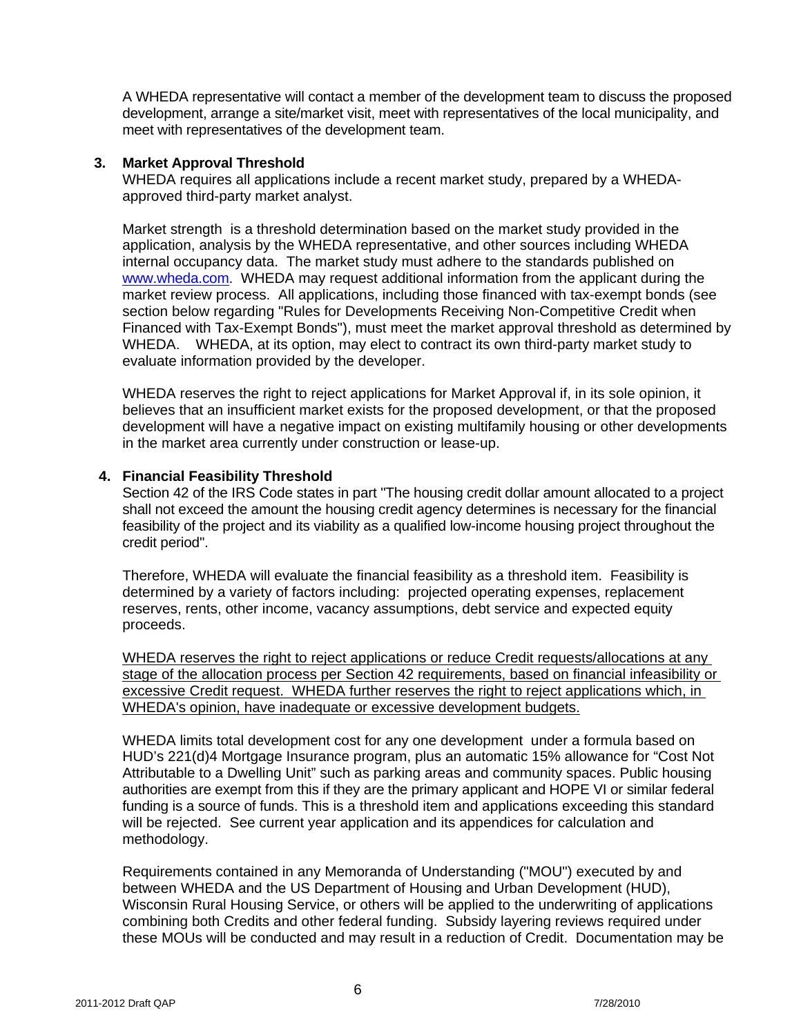A WHEDA representative will contact a member of the development team to discuss the proposed development, arrange a site/market visit, meet with representatives of the local municipality, and meet with representatives of the development team.

**3. Market Approval Threshold**

WHEDA requires all applications include a recent market study, prepared by a WHEDA-approved third-party market analyst.

Market strength is a threshold determination based on the market study provided in the application, analysis by the WHEDA representative, and other sources including WHEDA internal occupancy data. The market study must adhere to the standards published on [www.wheda.com](http://www.wheda.com). WHEDA may request additional information from the applicant during the market review process. All applications, including those financed with tax-exempt bonds (see section below regarding "Rules for Developments Receiving Non-Competitive Credit when Financed with Tax-Exempt Bonds"), must meet the market approval threshold as determined by WHEDA. WHEDA, at its option, may elect to contract its own third-party market study to evaluate information provided by the developer.

WHEDA reserves the right to reject applications for Market Approval if, in its sole opinion, it believes that an insufficient market exists for the proposed development, or that the proposed development will have a negative impact on existing multifamily housing or other developments in the market area currently under construction or lease-up.

**4. Financial Feasibility Threshold**

Section 42 of the IRS Code states in part "The housing credit dollar amount allocated to a project shall not exceed the amount the housing credit agency determines is necessary for the financial feasibility of the project and its viability as a qualified low-income housing project throughout the credit period".

Therefore, WHEDA will evaluate the financial feasibility as a threshold item. Feasibility is determined by a variety of factors including: projected operating expenses, replacement reserves, rents, other income, vacancy assumptions, debt service and expected equity proceeds.

<u>WHEDA reserves the right to reject applications or reduce Credit requests/allocations at any stage of the allocation process per Section 42 requirements, based on financial infeasibility or excessive Credit request. WHEDA further reserves the right to reject applications which, in WHEDA's opinion, have inadequate or excessive development budgets.</u>

WHEDA limits total development cost for any one development under a formula based on HUD's 221(d)4 Mortgage Insurance program, plus an automatic 15% allowance for "Cost Not Attributable to a Dwelling Unit" such as parking areas and community spaces. Public housing authorities are exempt from this if they are the primary applicant and HOPE VI or similar federal funding is a source of funds. This is a threshold item and applications exceeding this standard will be rejected. See current year application and its appendices for calculation and methodology.

Requirements contained in any Memoranda of Understanding ("MOU") executed by and between WHEDA and the US Department of Housing and Urban Development (HUD), Wisconsin Rural Housing Service, or others will be applied to the underwriting of applications combining both Credits and other federal funding. Subsidy layering reviews required under these MOUs will be conducted and may result in a reduction of Credit. Documentation may be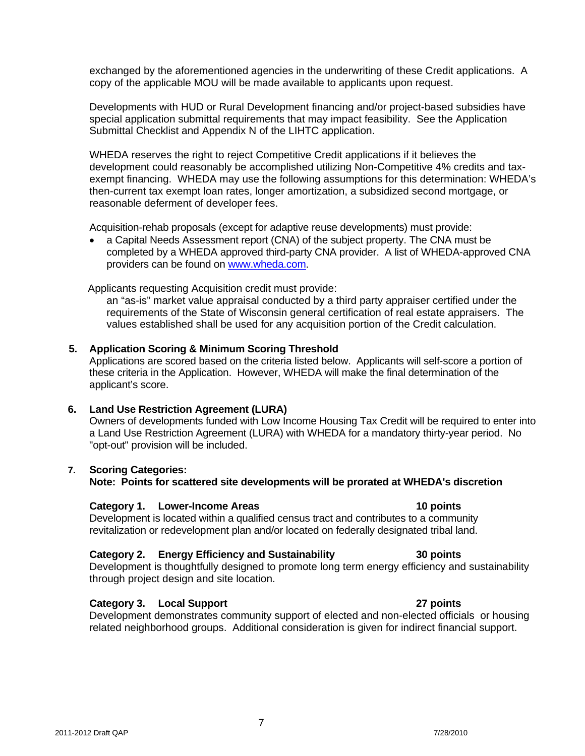exchanged by the aforementioned agencies in the underwriting of these Credit applications. A copy of the applicable MOU will be made available to applicants upon request.

Developments with HUD or Rural Development financing and/or project-based subsidies have special application submittal requirements that may impact feasibility. See the Application Submittal Checklist and Appendix N of the LIHTC application.

WHEDA reserves the right to reject Competitive Credit applications if it believes the development could reasonably be accomplished utilizing Non-Competitive 4% credits and tax-exempt financing. WHEDA may use the following assumptions for this determination: WHEDA's then-current tax exempt loan rates, longer amortization, a subsidized second mortgage, or reasonable deferment of developer fees.

Acquisition-rehab proposals (except for adaptive reuse developments) must provide:

- a Capital Needs Assessment report (CNA) of the subject property. The CNA must be completed by a WHEDA approved third-party CNA provider. A list of WHEDA-approved CNA providers can be found on [www.wheda.com](http://www.wheda.com).

Applicants requesting Acquisition credit must provide:

an "as-is" market value appraisal conducted by a third party appraiser certified under the requirements of the State of Wisconsin general certification of real estate appraisers. The values established shall be used for any acquisition portion of the Credit calculation.

**5. Application Scoring & Minimum Scoring Threshold**

Applications are scored based on the criteria listed below. Applicants will self-score a portion of these criteria in the Application. However, WHEDA will make the final determination of the applicant's score.

**6. Land Use Restriction Agreement (LURA)**

Owners of developments funded with Low Income Housing Tax Credit will be required to enter into a Land Use Restriction Agreement (LURA) with WHEDA for a mandatory thirty-year period. No "opt-out" provision will be included.

**7. Scoring Categories:**

**Note: Points for scattered site developments will be prorated at WHEDA's discretion**

**Category 1. Lower-Income Areas — 10 points**

Development is located within a qualified census tract and contributes to a community revitalization or redevelopment plan and/or located on federally designated tribal land.

**Category 2. Energy Efficiency and Sustainability — 30 points**

Development is thoughtfully designed to promote long term energy efficiency and sustainability through project design and site location.

**Category 3. Local Support — 27 points**

Development demonstrates community support of elected and non-elected officials or housing related neighborhood groups. Additional consideration is given for indirect financial support.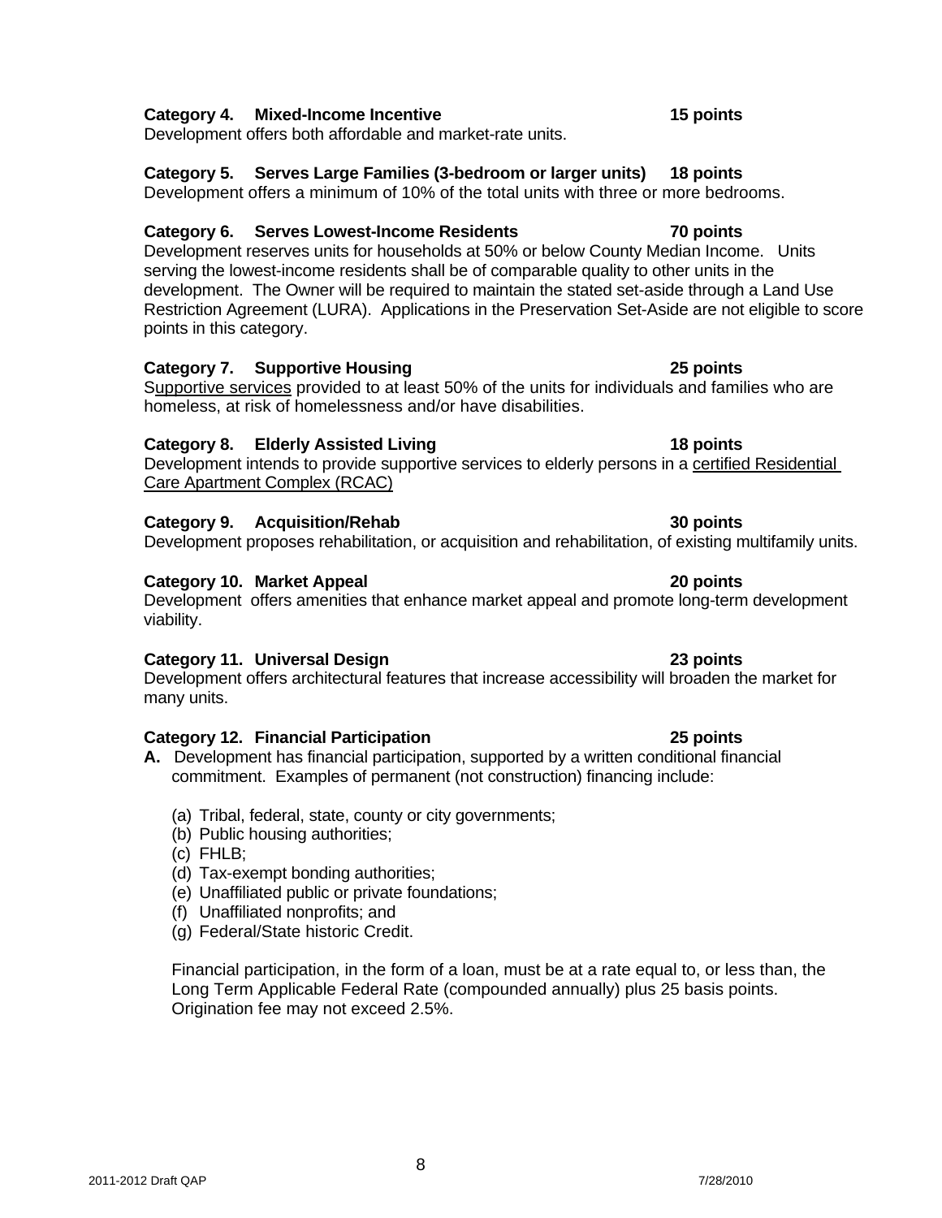**Category 4. Mixed-Income Incentive 15 points**
Development offers both affordable and market-rate units.

**Category 5. Serves Large Families (3-bedroom or larger units) 18 points**
Development offers a minimum of 10% of the total units with three or more bedrooms.

**Category 6. Serves Lowest-Income Residents 70 points**
Development reserves units for households at 50% or below County Median Income. Units serving the lowest-income residents shall be of comparable quality to other units in the development. The Owner will be required to maintain the stated set-aside through a Land Use Restriction Agreement (LURA). Applications in the Preservation Set-Aside are not eligible to score points in this category.

**Category 7. Supportive Housing 25 points**
Supportive services provided to at least 50% of the units for individuals and families who are homeless, at risk of homelessness and/or have disabilities.

**Category 8. Elderly Assisted Living 18 points**
Development intends to provide supportive services to elderly persons in a certified Residential Care Apartment Complex (RCAC)

**Category 9. Acquisition/Rehab 30 points**
Development proposes rehabilitation, or acquisition and rehabilitation, of existing multifamily units.

**Category 10. Market Appeal 20 points**
Development offers amenities that enhance market appeal and promote long-term development viability.

**Category 11. Universal Design 23 points**
Development offers architectural features that increase accessibility will broaden the market for many units.

**Category 12. Financial Participation 25 points**

**A.** Development has financial participation, supported by a written conditional financial commitment. Examples of permanent (not construction) financing include:

(a) Tribal, federal, state, county or city governments;
(b) Public housing authorities;
(c) FHLB;
(d) Tax-exempt bonding authorities;
(e) Unaffiliated public or private foundations;
(f) Unaffiliated nonprofits; and
(g) Federal/State historic Credit.

Financial participation, in the form of a loan, must be at a rate equal to, or less than, the Long Term Applicable Federal Rate (compounded annually) plus 25 basis points. Origination fee may not exceed 2.5%.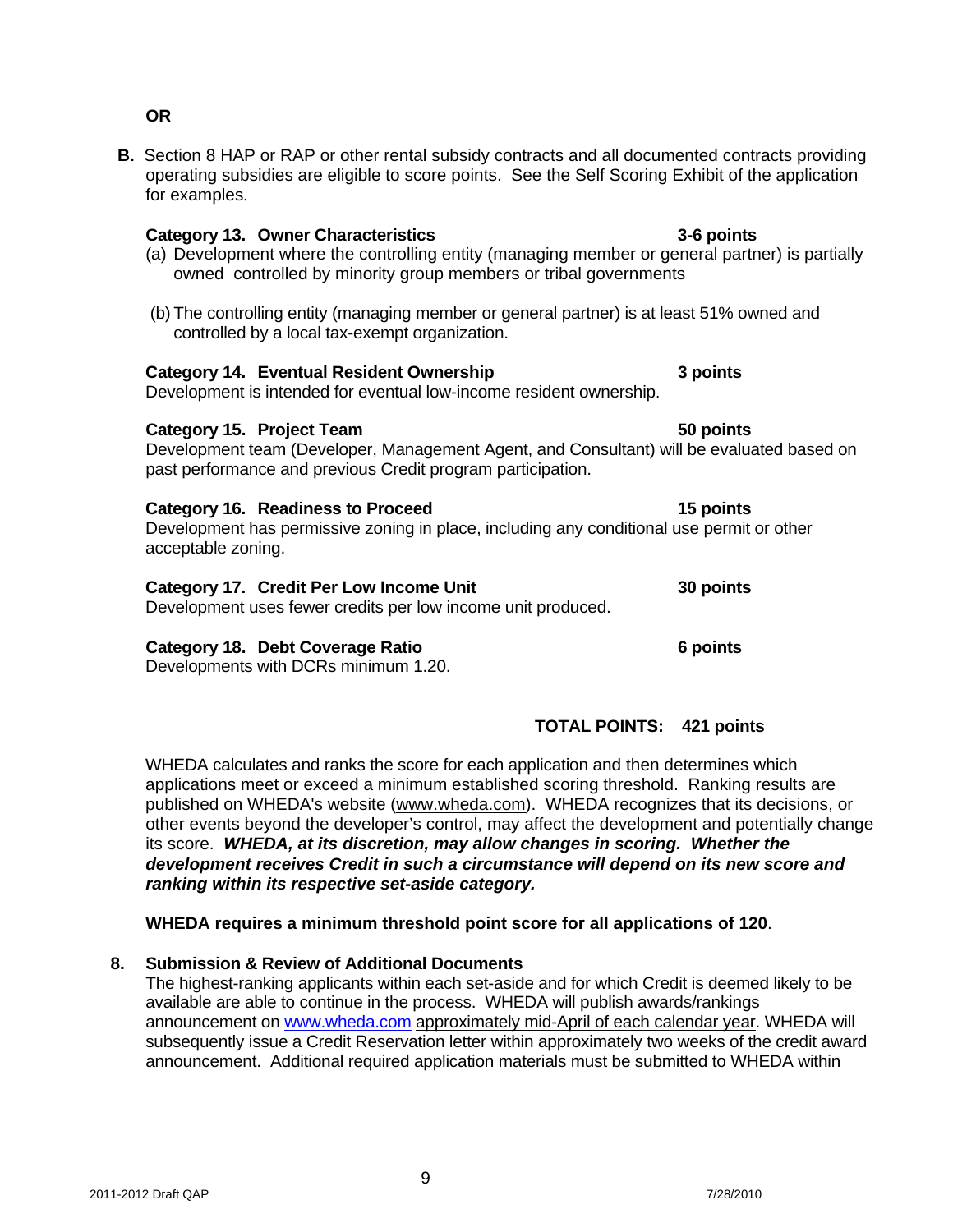**OR**

**B.** Section 8 HAP or RAP or other rental subsidy contracts and all documented contracts providing operating subsidies are eligible to score points. See the Self Scoring Exhibit of the application for examples.

**Category 13. Owner Characteristics** **3-6 points**

(a) Development where the controlling entity (managing member or general partner) is partially owned controlled by minority group members or tribal governments

(b) The controlling entity (managing member or general partner) is at least 51% owned and controlled by a local tax-exempt organization.

**Category 14. Eventual Resident Ownership** **3 points**

Development is intended for eventual low-income resident ownership.

**Category 15. Project Team** **50 points**

Development team (Developer, Management Agent, and Consultant) will be evaluated based on past performance and previous Credit program participation.

**Category 16. Readiness to Proceed** **15 points**

Development has permissive zoning in place, including any conditional use permit or other acceptable zoning.

**Category 17. Credit Per Low Income Unit** **30 points**

Development uses fewer credits per low income unit produced.

**Category 18. Debt Coverage Ratio** **6 points**

Developments with DCRs minimum 1.20.

**TOTAL POINTS: 421 points**

WHEDA calculates and ranks the score for each application and then determines which applications meet or exceed a minimum established scoring threshold. Ranking results are published on WHEDA's website (www.wheda.com). WHEDA recognizes that its decisions, or other events beyond the developer's control, may affect the development and potentially change its score. ***WHEDA, at its discretion, may allow changes in scoring. Whether the development receives Credit in such a circumstance will depend on its new score and ranking within its respective set-aside category.***

**WHEDA requires a minimum threshold point score for all applications of 120**.

**8. Submission & Review of Additional Documents**

The highest-ranking applicants within each set-aside and for which Credit is deemed likely to be available are able to continue in the process. WHEDA will publish awards/rankings announcement on www.wheda.com approximately mid-April of each calendar year. WHEDA will subsequently issue a Credit Reservation letter within approximately two weeks of the credit award announcement. Additional required application materials must be submitted to WHEDA within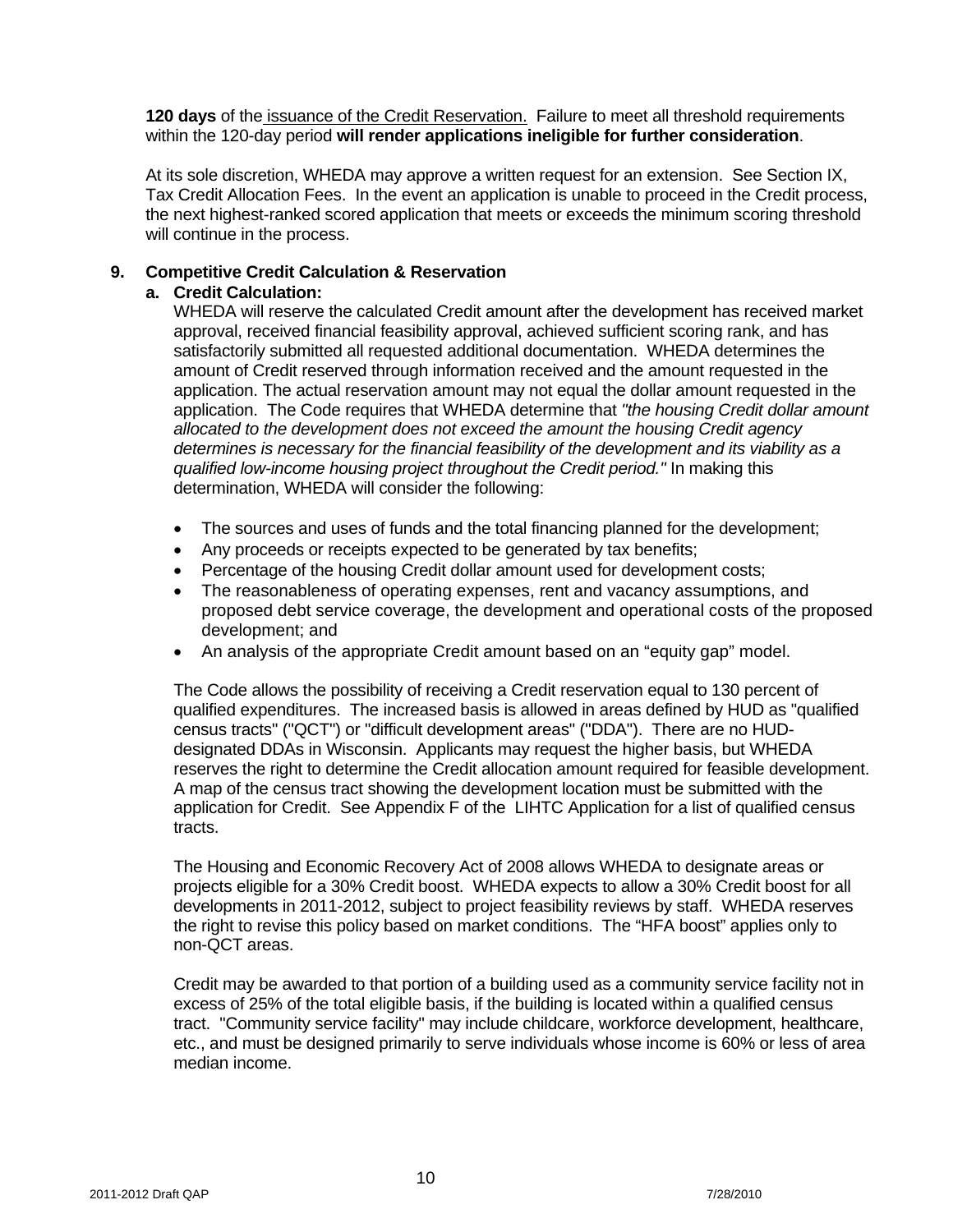**120 days** of the issuance of the Credit Reservation. Failure to meet all threshold requirements within the 120-day period **will render applications ineligible for further consideration**.

At its sole discretion, WHEDA may approve a written request for an extension. See Section IX, Tax Credit Allocation Fees. In the event an application is unable to proceed in the Credit process, the next highest-ranked scored application that meets or exceeds the minimum scoring threshold will continue in the process.

**9. Competitive Credit Calculation & Reservation**

**a. Credit Calculation:**

WHEDA will reserve the calculated Credit amount after the development has received market approval, received financial feasibility approval, achieved sufficient scoring rank, and has satisfactorily submitted all requested additional documentation. WHEDA determines the amount of Credit reserved through information received and the amount requested in the application. The actual reservation amount may not equal the dollar amount requested in the application. The Code requires that WHEDA determine that *"the housing Credit dollar amount allocated to the development does not exceed the amount the housing Credit agency determines is necessary for the financial feasibility of the development and its viability as a qualified low-income housing project throughout the Credit period."* In making this determination, WHEDA will consider the following:

- The sources and uses of funds and the total financing planned for the development;
- Any proceeds or receipts expected to be generated by tax benefits;
- Percentage of the housing Credit dollar amount used for development costs;
- The reasonableness of operating expenses, rent and vacancy assumptions, and proposed debt service coverage, the development and operational costs of the proposed development; and
- An analysis of the appropriate Credit amount based on an "equity gap" model.

The Code allows the possibility of receiving a Credit reservation equal to 130 percent of qualified expenditures. The increased basis is allowed in areas defined by HUD as "qualified census tracts" ("QCT") or "difficult development areas" ("DDA"). There are no HUD-designated DDAs in Wisconsin. Applicants may request the higher basis, but WHEDA reserves the right to determine the Credit allocation amount required for feasible development. A map of the census tract showing the development location must be submitted with the application for Credit. See Appendix F of the LIHTC Application for a list of qualified census tracts.

The Housing and Economic Recovery Act of 2008 allows WHEDA to designate areas or projects eligible for a 30% Credit boost. WHEDA expects to allow a 30% Credit boost for all developments in 2011-2012, subject to project feasibility reviews by staff. WHEDA reserves the right to revise this policy based on market conditions. The "HFA boost" applies only to non-QCT areas.

Credit may be awarded to that portion of a building used as a community service facility not in excess of 25% of the total eligible basis, if the building is located within a qualified census tract. "Community service facility" may include childcare, workforce development, healthcare, etc., and must be designed primarily to serve individuals whose income is 60% or less of area median income.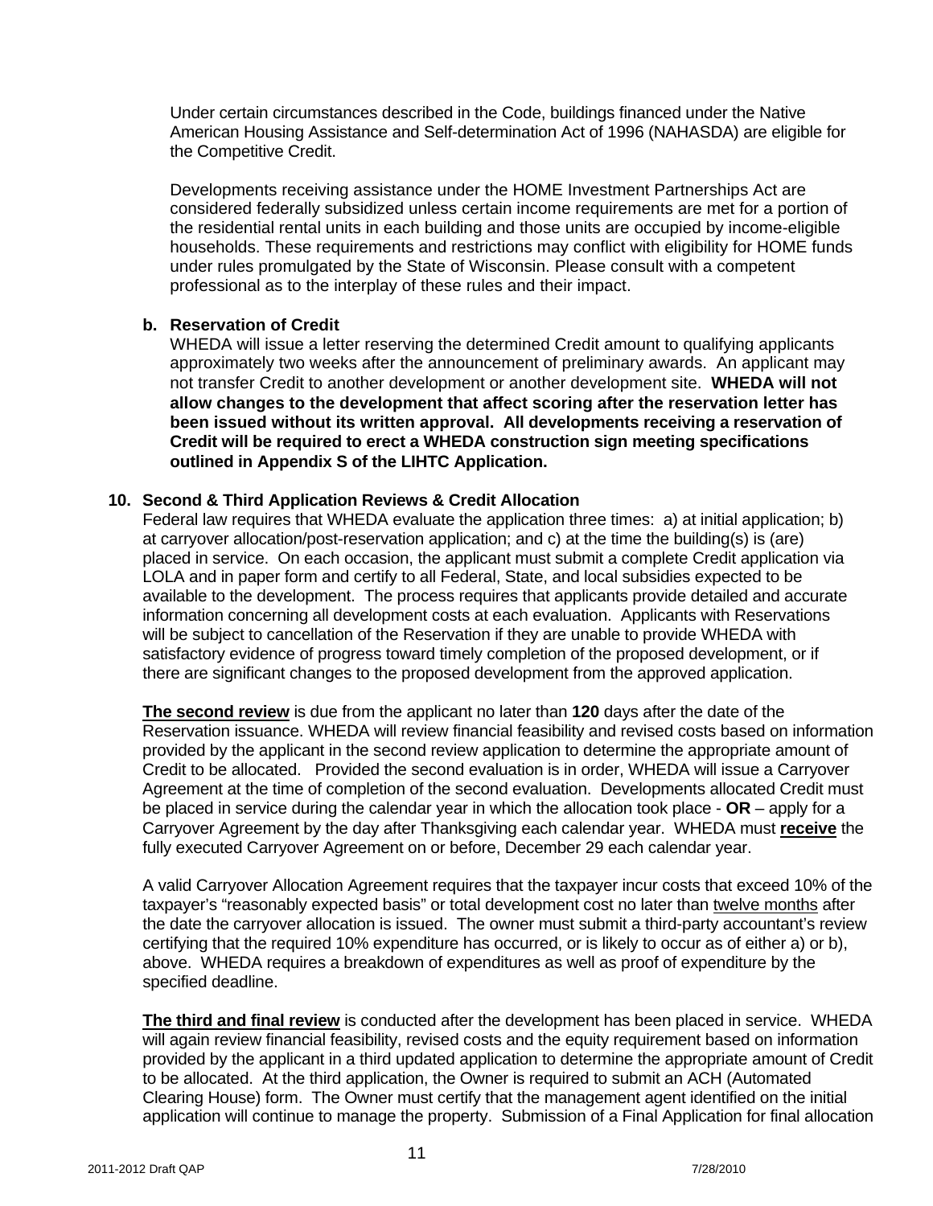Under certain circumstances described in the Code, buildings financed under the Native American Housing Assistance and Self-determination Act of 1996 (NAHASDA) are eligible for the Competitive Credit.

Developments receiving assistance under the HOME Investment Partnerships Act are considered federally subsidized unless certain income requirements are met for a portion of the residential rental units in each building and those units are occupied by income-eligible households. These requirements and restrictions may conflict with eligibility for HOME funds under rules promulgated by the State of Wisconsin. Please consult with a competent professional as to the interplay of these rules and their impact.

**b. Reservation of Credit**

WHEDA will issue a letter reserving the determined Credit amount to qualifying applicants approximately two weeks after the announcement of preliminary awards. An applicant may not transfer Credit to another development or another development site. **WHEDA will not allow changes to the development that affect scoring after the reservation letter has been issued without its written approval. All developments receiving a reservation of Credit will be required to erect a WHEDA construction sign meeting specifications outlined in Appendix S of the LIHTC Application.**

**10. Second & Third Application Reviews & Credit Allocation**

Federal law requires that WHEDA evaluate the application three times: a) at initial application; b) at carryover allocation/post-reservation application; and c) at the time the building(s) is (are) placed in service. On each occasion, the applicant must submit a complete Credit application via LOLA and in paper form and certify to all Federal, State, and local subsidies expected to be available to the development. The process requires that applicants provide detailed and accurate information concerning all development costs at each evaluation. Applicants with Reservations will be subject to cancellation of the Reservation if they are unable to provide WHEDA with satisfactory evidence of progress toward timely completion of the proposed development, or if there are significant changes to the proposed development from the approved application.

**<u>The second review</u>** is due from the applicant no later than **120** days after the date of the Reservation issuance. WHEDA will review financial feasibility and revised costs based on information provided by the applicant in the second review application to determine the appropriate amount of Credit to be allocated. Provided the second evaluation is in order, WHEDA will issue a Carryover Agreement at the time of completion of the second evaluation. Developments allocated Credit must be placed in service during the calendar year in which the allocation took place - **OR** – apply for a Carryover Agreement by the day after Thanksgiving each calendar year. WHEDA must **<u>receive</u>** the fully executed Carryover Agreement on or before, December 29 each calendar year.

A valid Carryover Allocation Agreement requires that the taxpayer incur costs that exceed 10% of the taxpayer's "reasonably expected basis" or total development cost no later than <u>twelve months</u> after the date the carryover allocation is issued. The owner must submit a third-party accountant's review certifying that the required 10% expenditure has occurred, or is likely to occur as of either a) or b), above. WHEDA requires a breakdown of expenditures as well as proof of expenditure by the specified deadline.

**<u>The third and final review</u>** is conducted after the development has been placed in service. WHEDA will again review financial feasibility, revised costs and the equity requirement based on information provided by the applicant in a third updated application to determine the appropriate amount of Credit to be allocated. At the third application, the Owner is required to submit an ACH (Automated Clearing House) form. The Owner must certify that the management agent identified on the initial application will continue to manage the property. Submission of a Final Application for final allocation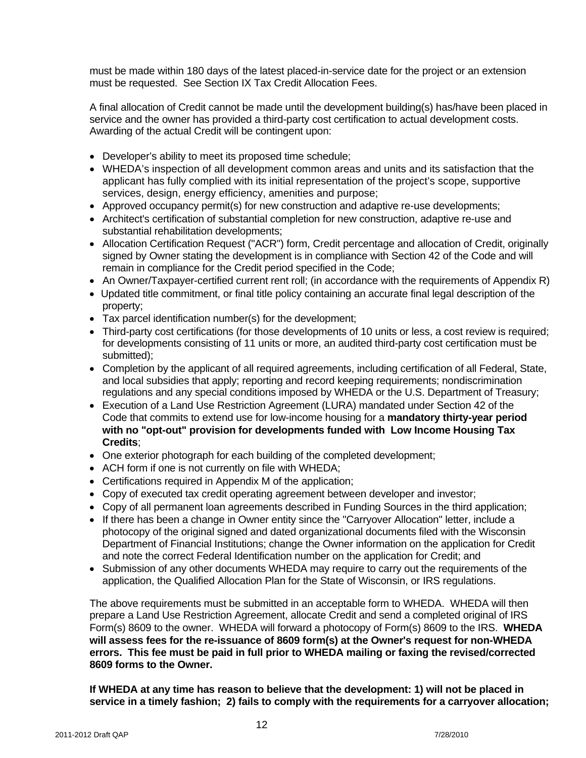must be made within 180 days of the latest placed-in-service date for the project or an extension must be requested. See Section IX Tax Credit Allocation Fees.

A final allocation of Credit cannot be made until the development building(s) has/have been placed in service and the owner has provided a third-party cost certification to actual development costs. Awarding of the actual Credit will be contingent upon:

- Developer's ability to meet its proposed time schedule;
- WHEDA's inspection of all development common areas and units and its satisfaction that the applicant has fully complied with its initial representation of the project's scope, supportive services, design, energy efficiency, amenities and purpose;
- Approved occupancy permit(s) for new construction and adaptive re-use developments;
- Architect's certification of substantial completion for new construction, adaptive re-use and substantial rehabilitation developments;
- Allocation Certification Request ("ACR") form, Credit percentage and allocation of Credit, originally signed by Owner stating the development is in compliance with Section 42 of the Code and will remain in compliance for the Credit period specified in the Code;
- An Owner/Taxpayer-certified current rent roll; (in accordance with the requirements of Appendix R)
- Updated title commitment, or final title policy containing an accurate final legal description of the property;
- Tax parcel identification number(s) for the development;
- Third-party cost certifications (for those developments of 10 units or less, a cost review is required; for developments consisting of 11 units or more, an audited third-party cost certification must be submitted);
- Completion by the applicant of all required agreements, including certification of all Federal, State, and local subsidies that apply; reporting and record keeping requirements; nondiscrimination regulations and any special conditions imposed by WHEDA or the U.S. Department of Treasury;
- Execution of a Land Use Restriction Agreement (LURA) mandated under Section 42 of the Code that commits to extend use for low-income housing for a **mandatory thirty-year period with no "opt-out" provision for developments funded with Low Income Housing Tax Credits**;
- One exterior photograph for each building of the completed development;
- ACH form if one is not currently on file with WHEDA;
- Certifications required in Appendix M of the application;
- Copy of executed tax credit operating agreement between developer and investor;
- Copy of all permanent loan agreements described in Funding Sources in the third application;
- If there has been a change in Owner entity since the "Carryover Allocation" letter, include a photocopy of the original signed and dated organizational documents filed with the Wisconsin Department of Financial Institutions; change the Owner information on the application for Credit and note the correct Federal Identification number on the application for Credit; and
- Submission of any other documents WHEDA may require to carry out the requirements of the application, the Qualified Allocation Plan for the State of Wisconsin, or IRS regulations.

The above requirements must be submitted in an acceptable form to WHEDA. WHEDA will then prepare a Land Use Restriction Agreement, allocate Credit and send a completed original of IRS Form(s) 8609 to the owner. WHEDA will forward a photocopy of Form(s) 8609 to the IRS. **WHEDA will assess fees for the re-issuance of 8609 form(s) at the Owner's request for non-WHEDA errors. This fee must be paid in full prior to WHEDA mailing or faxing the revised/corrected 8609 forms to the Owner.**

**If WHEDA at any time has reason to believe that the development: 1) will not be placed in service in a timely fashion; 2) fails to comply with the requirements for a carryover allocation;**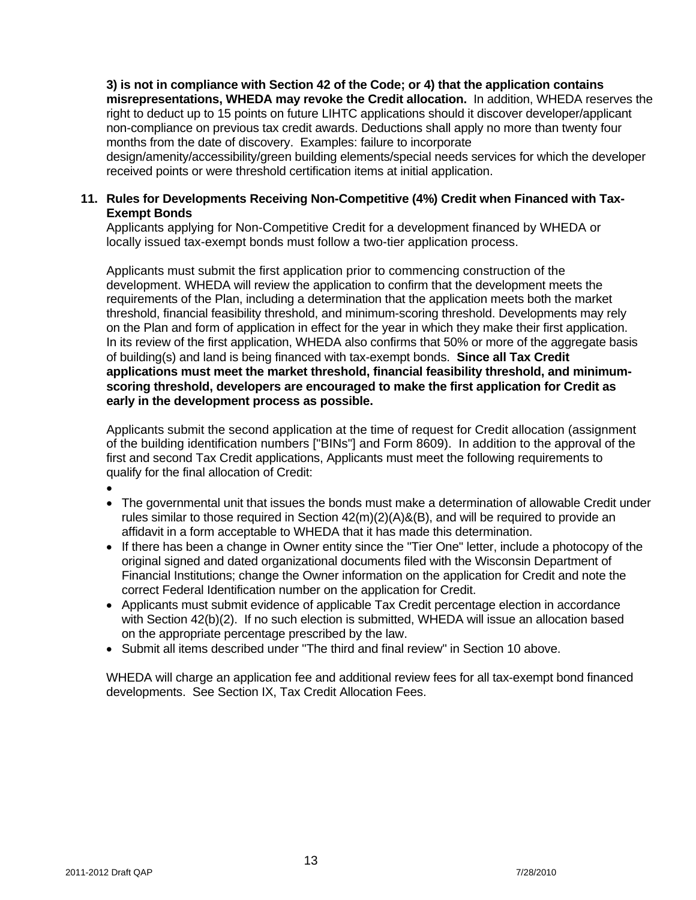**3) is not in compliance with Section 42 of the Code; or 4) that the application contains misrepresentations, WHEDA may revoke the Credit allocation.** In addition, WHEDA reserves the right to deduct up to 15 points on future LIHTC applications should it discover developer/applicant non-compliance on previous tax credit awards. Deductions shall apply no more than twenty four months from the date of discovery. Examples: failure to incorporate design/amenity/accessibility/green building elements/special needs services for which the developer received points or were threshold certification items at initial application.

**11. Rules for Developments Receiving Non-Competitive (4%) Credit when Financed with Tax-Exempt Bonds**

Applicants applying for Non-Competitive Credit for a development financed by WHEDA or locally issued tax-exempt bonds must follow a two-tier application process.

Applicants must submit the first application prior to commencing construction of the development. WHEDA will review the application to confirm that the development meets the requirements of the Plan, including a determination that the application meets both the market threshold, financial feasibility threshold, and minimum-scoring threshold. Developments may rely on the Plan and form of application in effect for the year in which they make their first application. In its review of the first application, WHEDA also confirms that 50% or more of the aggregate basis of building(s) and land is being financed with tax-exempt bonds. **Since all Tax Credit applications must meet the market threshold, financial feasibility threshold, and minimum-scoring threshold, developers are encouraged to make the first application for Credit as early in the development process as possible.**

Applicants submit the second application at the time of request for Credit allocation (assignment of the building identification numbers ["BINs"] and Form 8609). In addition to the approval of the first and second Tax Credit applications, Applicants must meet the following requirements to qualify for the final allocation of Credit:

- 
- The governmental unit that issues the bonds must make a determination of allowable Credit under rules similar to those required in Section 42(m)(2)(A)&(B), and will be required to provide an affidavit in a form acceptable to WHEDA that it has made this determination.
- If there has been a change in Owner entity since the "Tier One" letter, include a photocopy of the original signed and dated organizational documents filed with the Wisconsin Department of Financial Institutions; change the Owner information on the application for Credit and note the correct Federal Identification number on the application for Credit.
- Applicants must submit evidence of applicable Tax Credit percentage election in accordance with Section 42(b)(2). If no such election is submitted, WHEDA will issue an allocation based on the appropriate percentage prescribed by the law.
- Submit all items described under "The third and final review" in Section 10 above.

WHEDA will charge an application fee and additional review fees for all tax-exempt bond financed developments. See Section IX, Tax Credit Allocation Fees.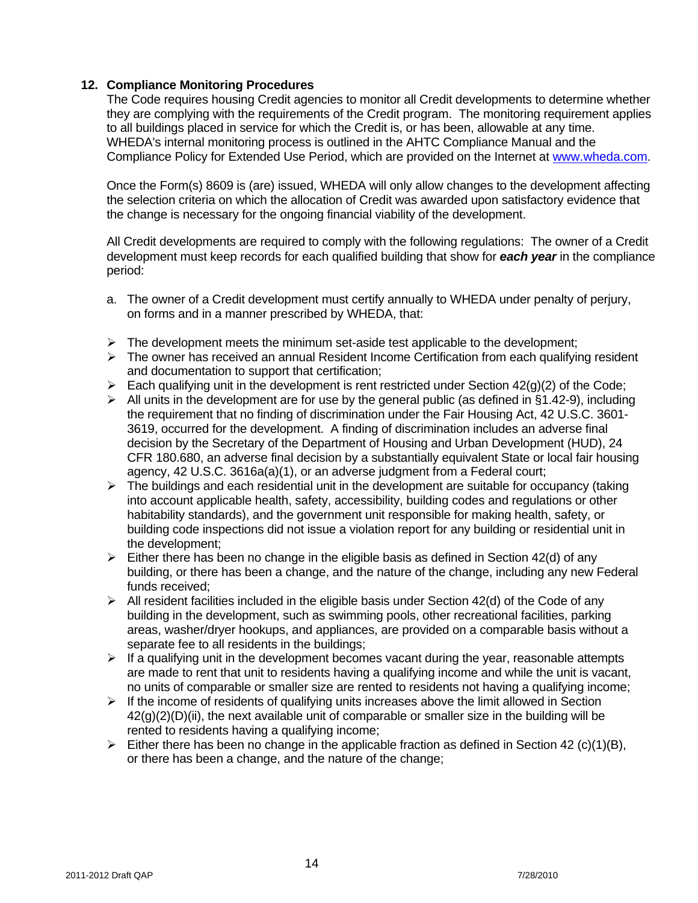## 12. Compliance Monitoring Procedures

The Code requires housing Credit agencies to monitor all Credit developments to determine whether they are complying with the requirements of the Credit program. The monitoring requirement applies to all buildings placed in service for which the Credit is, or has been, allowable at any time. WHEDA's internal monitoring process is outlined in the AHTC Compliance Manual and the Compliance Policy for Extended Use Period, which are provided on the Internet at www.wheda.com.

Once the Form(s) 8609 is (are) issued, WHEDA will only allow changes to the development affecting the selection criteria on which the allocation of Credit was awarded upon satisfactory evidence that the change is necessary for the ongoing financial viability of the development.

All Credit developments are required to comply with the following regulations: The owner of a Credit development must keep records for each qualified building that show for ***each year*** in the compliance period:

a. The owner of a Credit development must certify annually to WHEDA under penalty of perjury, on forms and in a manner prescribed by WHEDA, that:

- The development meets the minimum set-aside test applicable to the development;
- The owner has received an annual Resident Income Certification from each qualifying resident and documentation to support that certification;
- Each qualifying unit in the development is rent restricted under Section 42(g)(2) of the Code;
- All units in the development are for use by the general public (as defined in §1.42-9), including the requirement that no finding of discrimination under the Fair Housing Act, 42 U.S.C. 3601-3619, occurred for the development. A finding of discrimination includes an adverse final decision by the Secretary of the Department of Housing and Urban Development (HUD), 24 CFR 180.680, an adverse final decision by a substantially equivalent State or local fair housing agency, 42 U.S.C. 3616a(a)(1), or an adverse judgment from a Federal court;
- The buildings and each residential unit in the development are suitable for occupancy (taking into account applicable health, safety, accessibility, building codes and regulations or other habitability standards), and the government unit responsible for making health, safety, or building code inspections did not issue a violation report for any building or residential unit in the development;
- Either there has been no change in the eligible basis as defined in Section 42(d) of any building, or there has been a change, and the nature of the change, including any new Federal funds received;
- All resident facilities included in the eligible basis under Section 42(d) of the Code of any building in the development, such as swimming pools, other recreational facilities, parking areas, washer/dryer hookups, and appliances, are provided on a comparable basis without a separate fee to all residents in the buildings;
- If a qualifying unit in the development becomes vacant during the year, reasonable attempts are made to rent that unit to residents having a qualifying income and while the unit is vacant, no units of comparable or smaller size are rented to residents not having a qualifying income;
- If the income of residents of qualifying units increases above the limit allowed in Section 42(g)(2)(D)(ii), the next available unit of comparable or smaller size in the building will be rented to residents having a qualifying income;
- Either there has been no change in the applicable fraction as defined in Section 42 (c)(1)(B), or there has been a change, and the nature of the change;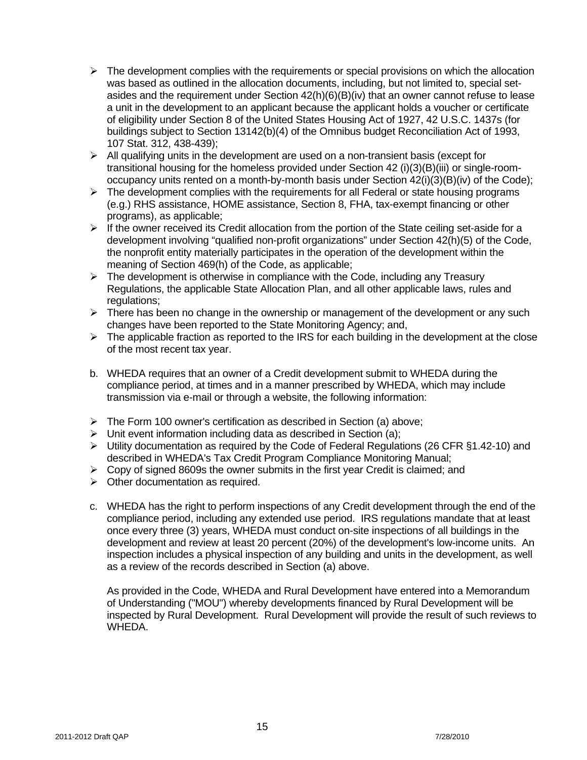- The development complies with the requirements or special provisions on which the allocation was based as outlined in the allocation documents, including, but not limited to, special set-asides and the requirement under Section 42(h)(6)(B)(iv) that an owner cannot refuse to lease a unit in the development to an applicant because the applicant holds a voucher or certificate of eligibility under Section 8 of the United States Housing Act of 1927, 42 U.S.C. 1437s (for buildings subject to Section 13142(b)(4) of the Omnibus budget Reconciliation Act of 1993, 107 Stat. 312, 438-439);
- All qualifying units in the development are used on a non-transient basis (except for transitional housing for the homeless provided under Section 42 (i)(3)(B)(iii) or single-room-occupancy units rented on a month-by-month basis under Section 42(i)(3)(B)(iv) of the Code);
- The development complies with the requirements for all Federal or state housing programs (e.g.) RHS assistance, HOME assistance, Section 8, FHA, tax-exempt financing or other programs), as applicable;
- If the owner received its Credit allocation from the portion of the State ceiling set-aside for a development involving "qualified non-profit organizations" under Section 42(h)(5) of the Code, the nonprofit entity materially participates in the operation of the development within the meaning of Section 469(h) of the Code, as applicable;
- The development is otherwise in compliance with the Code, including any Treasury Regulations, the applicable State Allocation Plan, and all other applicable laws, rules and regulations;
- There has been no change in the ownership or management of the development or any such changes have been reported to the State Monitoring Agency; and,
- The applicable fraction as reported to the IRS for each building in the development at the close of the most recent tax year.

b. WHEDA requires that an owner of a Credit development submit to WHEDA during the compliance period, at times and in a manner prescribed by WHEDA, which may include transmission via e-mail or through a website, the following information:

- The Form 100 owner's certification as described in Section (a) above;
- Unit event information including data as described in Section (a);
- Utility documentation as required by the Code of Federal Regulations (26 CFR §1.42-10) and described in WHEDA's Tax Credit Program Compliance Monitoring Manual;
- Copy of signed 8609s the owner submits in the first year Credit is claimed; and
- Other documentation as required.

c. WHEDA has the right to perform inspections of any Credit development through the end of the compliance period, including any extended use period. IRS regulations mandate that at least once every three (3) years, WHEDA must conduct on-site inspections of all buildings in the development and review at least 20 percent (20%) of the development's low-income units. An inspection includes a physical inspection of any building and units in the development, as well as a review of the records described in Section (a) above.

As provided in the Code, WHEDA and Rural Development have entered into a Memorandum of Understanding ("MOU") whereby developments financed by Rural Development will be inspected by Rural Development. Rural Development will provide the result of such reviews to WHEDA.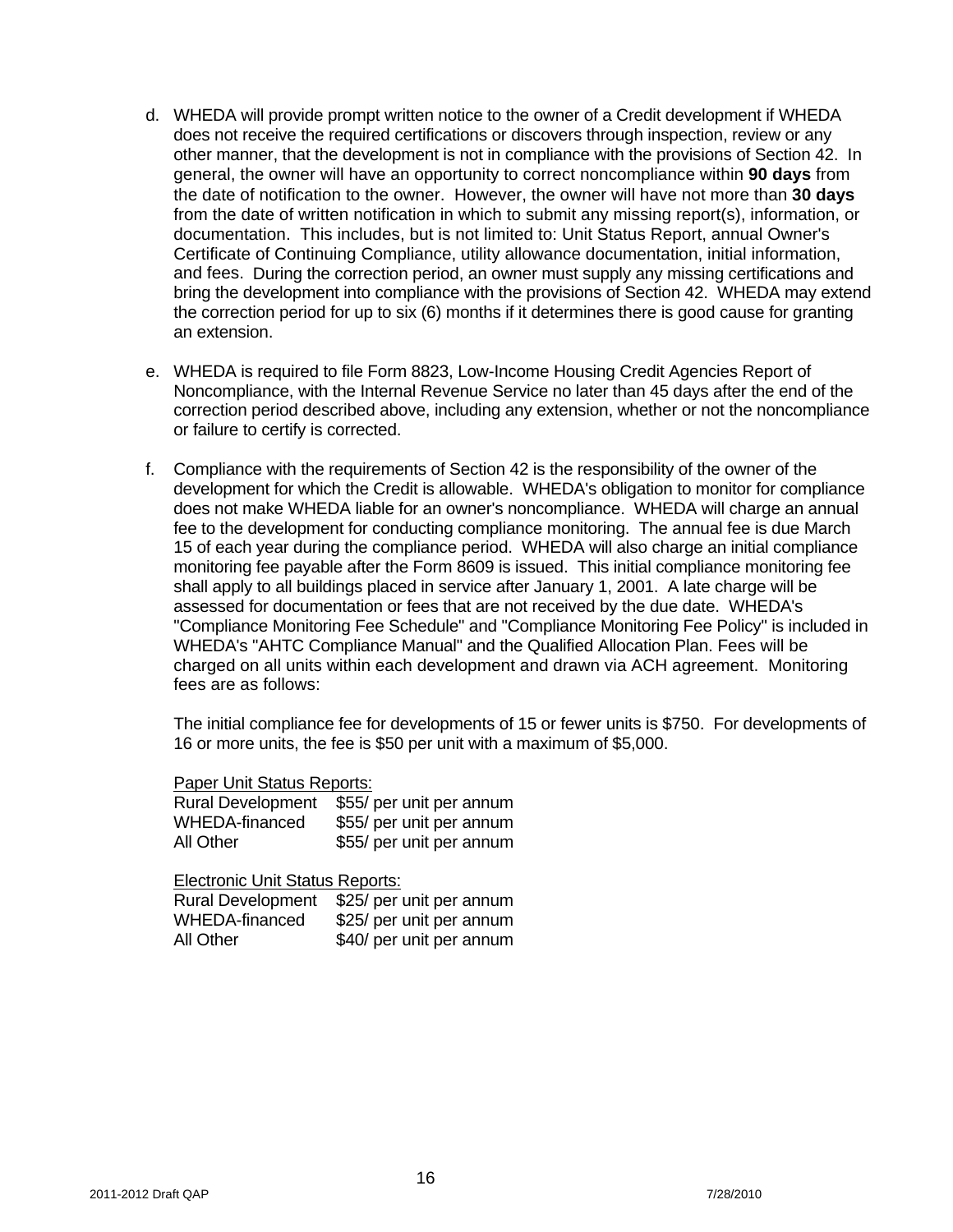d. WHEDA will provide prompt written notice to the owner of a Credit development if WHEDA does not receive the required certifications or discovers through inspection, review or any other manner, that the development is not in compliance with the provisions of Section 42. In general, the owner will have an opportunity to correct noncompliance within **90 days** from the date of notification to the owner. However, the owner will have not more than **30 days** from the date of written notification in which to submit any missing report(s), information, or documentation. This includes, but is not limited to: Unit Status Report, annual Owner's Certificate of Continuing Compliance, utility allowance documentation, initial information, and fees. During the correction period, an owner must supply any missing certifications and bring the development into compliance with the provisions of Section 42. WHEDA may extend the correction period for up to six (6) months if it determines there is good cause for granting an extension.

e. WHEDA is required to file Form 8823, Low-Income Housing Credit Agencies Report of Noncompliance, with the Internal Revenue Service no later than 45 days after the end of the correction period described above, including any extension, whether or not the noncompliance or failure to certify is corrected.

f. Compliance with the requirements of Section 42 is the responsibility of the owner of the development for which the Credit is allowable. WHEDA's obligation to monitor for compliance does not make WHEDA liable for an owner's noncompliance. WHEDA will charge an annual fee to the development for conducting compliance monitoring. The annual fee is due March 15 of each year during the compliance period. WHEDA will also charge an initial compliance monitoring fee payable after the Form 8609 is issued. This initial compliance monitoring fee shall apply to all buildings placed in service after January 1, 2001. A late charge will be assessed for documentation or fees that are not received by the due date. WHEDA's "Compliance Monitoring Fee Schedule" and "Compliance Monitoring Fee Policy" is included in WHEDA's "AHTC Compliance Manual" and the Qualified Allocation Plan. Fees will be charged on all units within each development and drawn via ACH agreement. Monitoring fees are as follows:

   The initial compliance fee for developments of 15 or fewer units is $750. For developments of 16 or more units, the fee is $50 per unit with a maximum of $5,000.

   Paper Unit Status Reports:

   | | |
   |---|---|
   | Rural Development | $55/ per unit per annum |
   | WHEDA-financed | $55/ per unit per annum |
   | All Other | $55/ per unit per annum |

   Electronic Unit Status Reports:

   | | |
   |---|---|
   | Rural Development | $25/ per unit per annum |
   | WHEDA-financed | $25/ per unit per annum |
   | All Other | $40/ per unit per annum |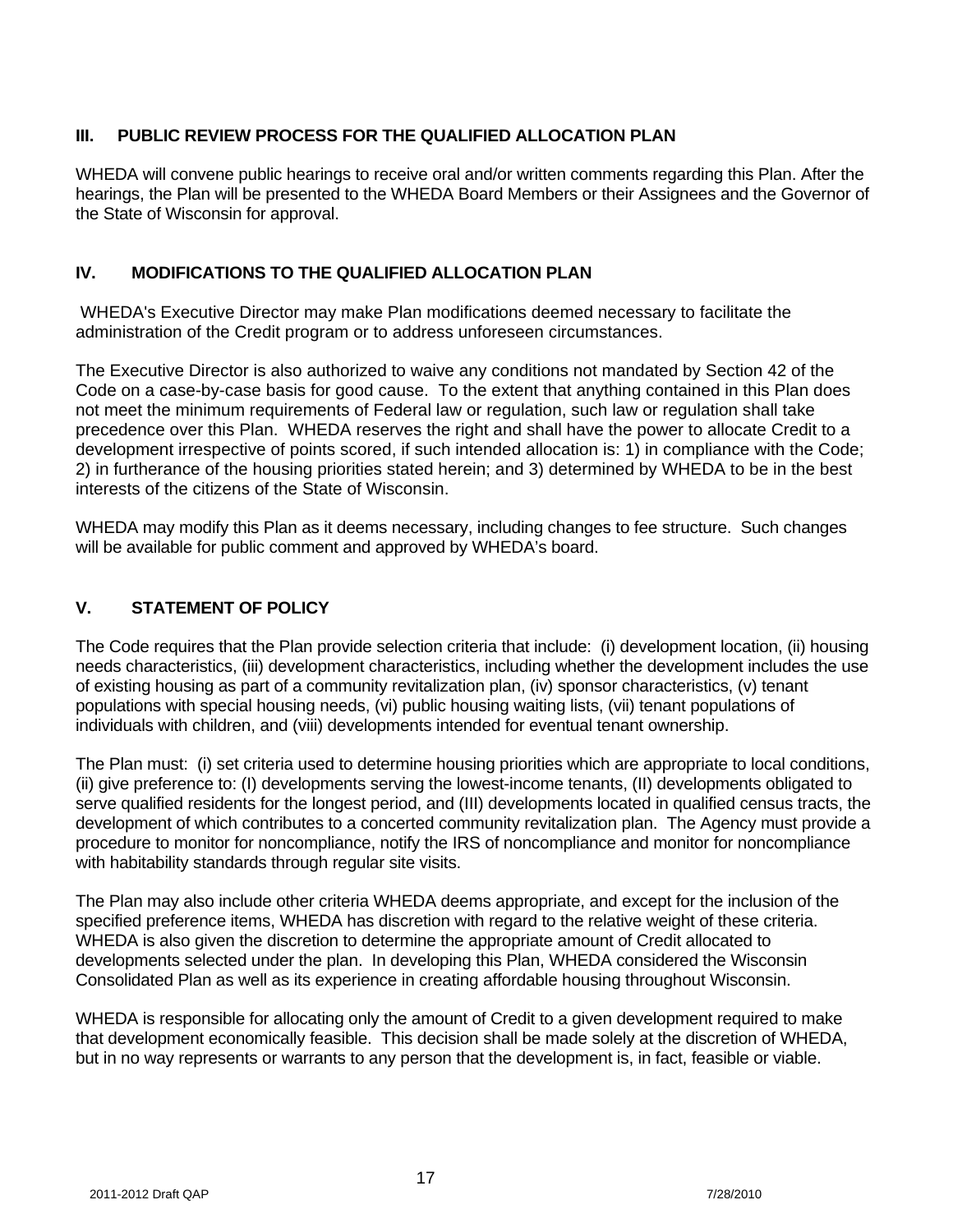## III. PUBLIC REVIEW PROCESS FOR THE QUALIFIED ALLOCATION PLAN

WHEDA will convene public hearings to receive oral and/or written comments regarding this Plan. After the hearings, the Plan will be presented to the WHEDA Board Members or their Assignees and the Governor of the State of Wisconsin for approval.

## IV. MODIFICATIONS TO THE QUALIFIED ALLOCATION PLAN

WHEDA's Executive Director may make Plan modifications deemed necessary to facilitate the administration of the Credit program or to address unforeseen circumstances.

The Executive Director is also authorized to waive any conditions not mandated by Section 42 of the Code on a case-by-case basis for good cause. To the extent that anything contained in this Plan does not meet the minimum requirements of Federal law or regulation, such law or regulation shall take precedence over this Plan. WHEDA reserves the right and shall have the power to allocate Credit to a development irrespective of points scored, if such intended allocation is: 1) in compliance with the Code; 2) in furtherance of the housing priorities stated herein; and 3) determined by WHEDA to be in the best interests of the citizens of the State of Wisconsin.

WHEDA may modify this Plan as it deems necessary, including changes to fee structure. Such changes will be available for public comment and approved by WHEDA's board.

## V. STATEMENT OF POLICY

The Code requires that the Plan provide selection criteria that include: (i) development location, (ii) housing needs characteristics, (iii) development characteristics, including whether the development includes the use of existing housing as part of a community revitalization plan, (iv) sponsor characteristics, (v) tenant populations with special housing needs, (vi) public housing waiting lists, (vii) tenant populations of individuals with children, and (viii) developments intended for eventual tenant ownership.

The Plan must: (i) set criteria used to determine housing priorities which are appropriate to local conditions, (ii) give preference to: (I) developments serving the lowest-income tenants, (II) developments obligated to serve qualified residents for the longest period, and (III) developments located in qualified census tracts, the development of which contributes to a concerted community revitalization plan. The Agency must provide a procedure to monitor for noncompliance, notify the IRS of noncompliance and monitor for noncompliance with habitability standards through regular site visits.

The Plan may also include other criteria WHEDA deems appropriate, and except for the inclusion of the specified preference items, WHEDA has discretion with regard to the relative weight of these criteria. WHEDA is also given the discretion to determine the appropriate amount of Credit allocated to developments selected under the plan. In developing this Plan, WHEDA considered the Wisconsin Consolidated Plan as well as its experience in creating affordable housing throughout Wisconsin.

WHEDA is responsible for allocating only the amount of Credit to a given development required to make that development economically feasible. This decision shall be made solely at the discretion of WHEDA, but in no way represents or warrants to any person that the development is, in fact, feasible or viable.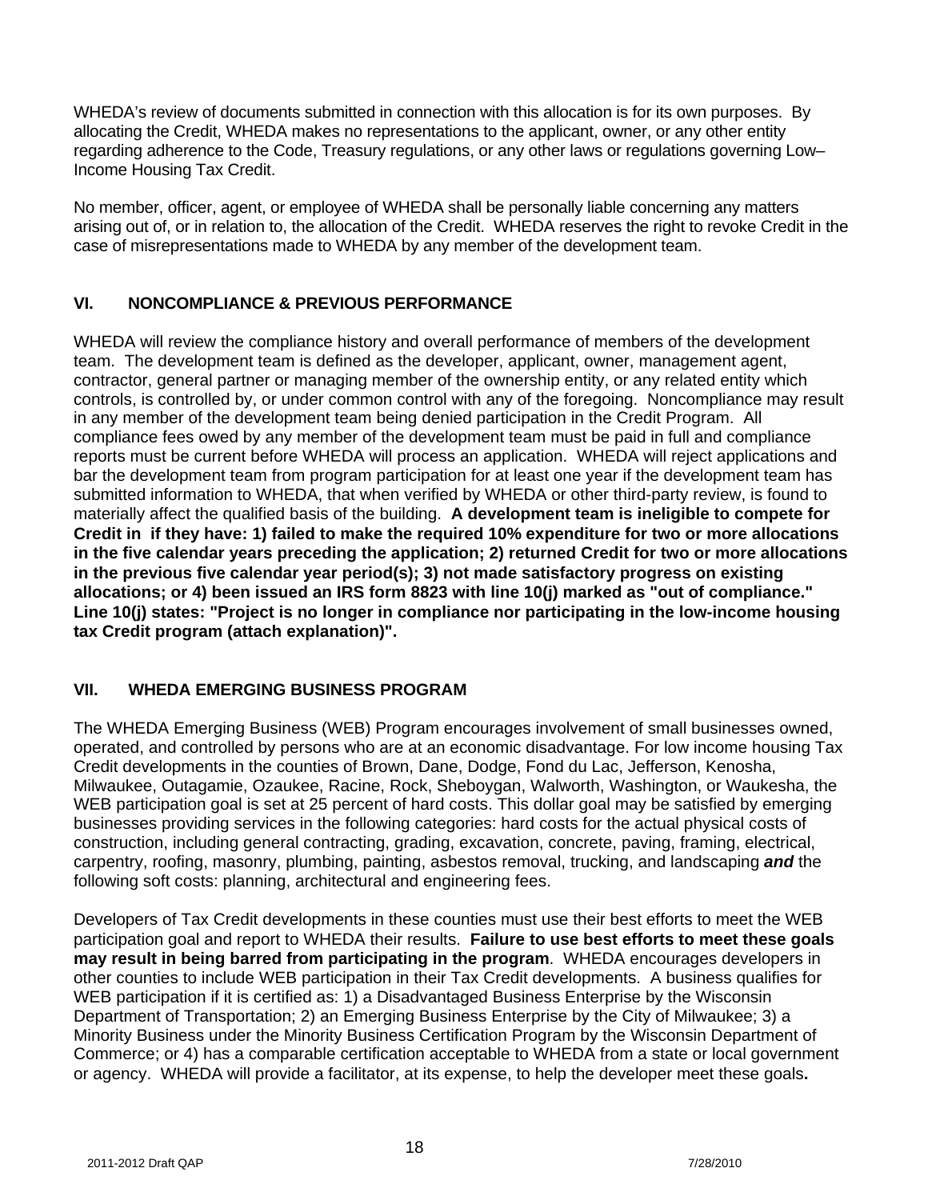WHEDA's review of documents submitted in connection with this allocation is for its own purposes. By allocating the Credit, WHEDA makes no representations to the applicant, owner, or any other entity regarding adherence to the Code, Treasury regulations, or any other laws or regulations governing Low–Income Housing Tax Credit.

No member, officer, agent, or employee of WHEDA shall be personally liable concerning any matters arising out of, or in relation to, the allocation of the Credit. WHEDA reserves the right to revoke Credit in the case of misrepresentations made to WHEDA by any member of the development team.

## VI. NONCOMPLIANCE & PREVIOUS PERFORMANCE

WHEDA will review the compliance history and overall performance of members of the development team. The development team is defined as the developer, applicant, owner, management agent, contractor, general partner or managing member of the ownership entity, or any related entity which controls, is controlled by, or under common control with any of the foregoing. Noncompliance may result in any member of the development team being denied participation in the Credit Program. All compliance fees owed by any member of the development team must be paid in full and compliance reports must be current before WHEDA will process an application. WHEDA will reject applications and bar the development team from program participation for at least one year if the development team has submitted information to WHEDA, that when verified by WHEDA or other third-party review, is found to materially affect the qualified basis of the building. **A development team is ineligible to compete for Credit in if they have: 1) failed to make the required 10% expenditure for two or more allocations in the five calendar years preceding the application; 2) returned Credit for two or more allocations in the previous five calendar year period(s); 3) not made satisfactory progress on existing allocations; or 4) been issued an IRS form 8823 with line 10(j) marked as "out of compliance." Line 10(j) states: "Project is no longer in compliance nor participating in the low-income housing tax Credit program (attach explanation)".**

## VII. WHEDA EMERGING BUSINESS PROGRAM

The WHEDA Emerging Business (WEB) Program encourages involvement of small businesses owned, operated, and controlled by persons who are at an economic disadvantage. For low income housing Tax Credit developments in the counties of Brown, Dane, Dodge, Fond du Lac, Jefferson, Kenosha, Milwaukee, Outagamie, Ozaukee, Racine, Rock, Sheboygan, Walworth, Washington, or Waukesha, the WEB participation goal is set at 25 percent of hard costs. This dollar goal may be satisfied by emerging businesses providing services in the following categories: hard costs for the actual physical costs of construction, including general contracting, grading, excavation, concrete, paving, framing, electrical, carpentry, roofing, masonry, plumbing, painting, asbestos removal, trucking, and landscaping ***and*** the following soft costs: planning, architectural and engineering fees.

Developers of Tax Credit developments in these counties must use their best efforts to meet the WEB participation goal and report to WHEDA their results. **Failure to use best efforts to meet these goals may result in being barred from participating in the program**. WHEDA encourages developers in other counties to include WEB participation in their Tax Credit developments. A business qualifies for WEB participation if it is certified as: 1) a Disadvantaged Business Enterprise by the Wisconsin Department of Transportation; 2) an Emerging Business Enterprise by the City of Milwaukee; 3) a Minority Business under the Minority Business Certification Program by the Wisconsin Department of Commerce; or 4) has a comparable certification acceptable to WHEDA from a state or local government or agency. WHEDA will provide a facilitator, at its expense, to help the developer meet these goals**.**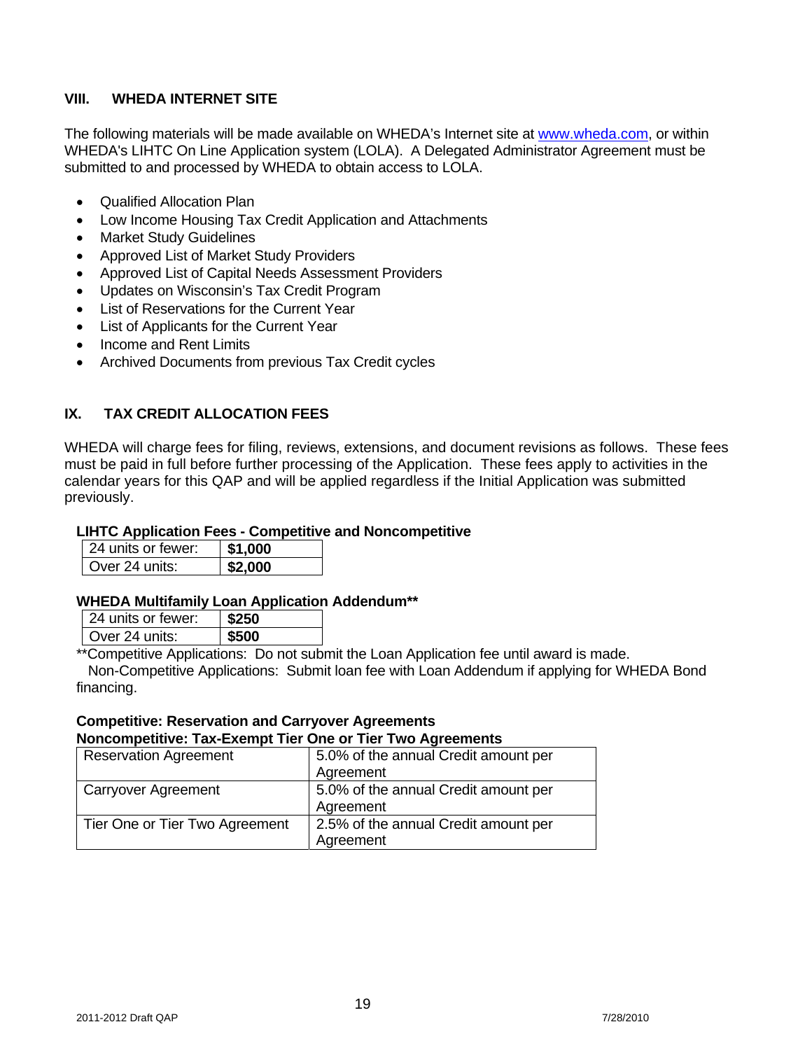## VIII. WHEDA INTERNET SITE

The following materials will be made available on WHEDA's Internet site at www.wheda.com, or within WHEDA's LIHTC On Line Application system (LOLA). A Delegated Administrator Agreement must be submitted to and processed by WHEDA to obtain access to LOLA.

- Qualified Allocation Plan
- Low Income Housing Tax Credit Application and Attachments
- Market Study Guidelines
- Approved List of Market Study Providers
- Approved List of Capital Needs Assessment Providers
- Updates on Wisconsin's Tax Credit Program
- List of Reservations for the Current Year
- List of Applicants for the Current Year
- Income and Rent Limits
- Archived Documents from previous Tax Credit cycles

## IX. TAX CREDIT ALLOCATION FEES

WHEDA will charge fees for filing, reviews, extensions, and document revisions as follows. These fees must be paid in full before further processing of the Application. These fees apply to activities in the calendar years for this QAP and will be applied regardless if the Initial Application was submitted previously.

**LIHTC Application Fees - Competitive and Noncompetitive**

| | |
|---|---|
| 24 units or fewer: | **$1,000** |
| Over 24 units: | **$2,000** |

**WHEDA Multifamily Loan Application Addendum****

| | |
|---|---|
| 24 units or fewer: | **$250** |
| Over 24 units: | **$500** |

**Competitive Applications: Do not submit the Loan Application fee until award is made.
Non-Competitive Applications: Submit loan fee with Loan Addendum if applying for WHEDA Bond financing.

**Competitive: Reservation and Carryover Agreements**
**Noncompetitive: Tax-Exempt Tier One or Tier Two Agreements**

| | |
|---|---|
| Reservation Agreement | 5.0% of the annual Credit amount per Agreement |
| Carryover Agreement | 5.0% of the annual Credit amount per Agreement |
| Tier One or Tier Two Agreement | 2.5% of the annual Credit amount per Agreement |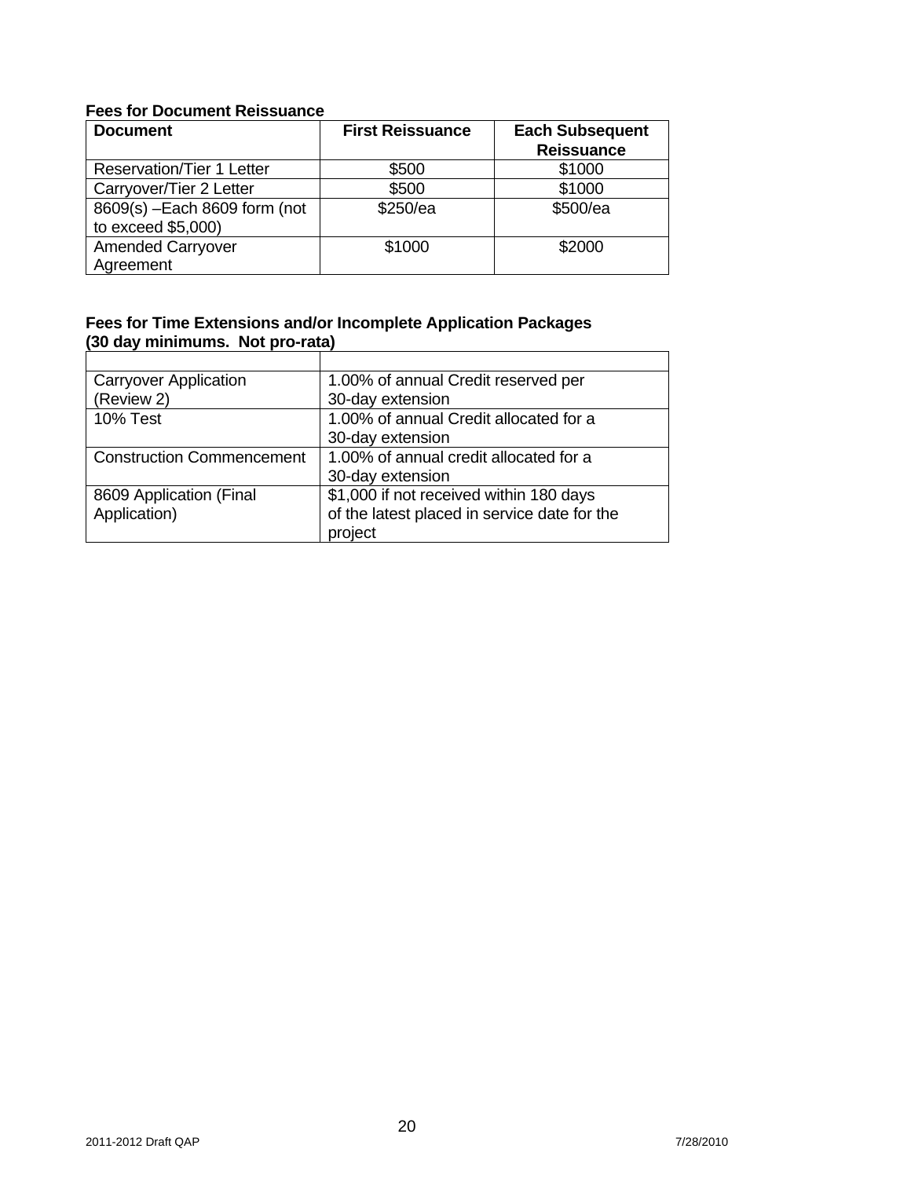**Fees for Document Reissuance**

| Document | First Reissuance | Each Subsequent Reissuance |
|---|---|---|
| Reservation/Tier 1 Letter | $500 | $1000 |
| Carryover/Tier 2 Letter | $500 | $1000 |
| 8609(s) –Each 8609 form (not to exceed $5,000) | $250/ea | $500/ea |
| Amended Carryover Agreement | $1000 | $2000 |

**Fees for Time Extensions and/or Incomplete Application Packages (30 day minimums. Not pro-rata)**

| | |
|---|---|
| Carryover Application (Review 2) | 1.00% of annual Credit reserved per 30-day extension |
| 10% Test | 1.00% of annual Credit allocated for a 30-day extension |
| Construction Commencement | 1.00% of annual credit allocated for a 30-day extension |
| 8609 Application (Final Application) | $1,000 if not received within 180 days of the latest placed in service date for the project |